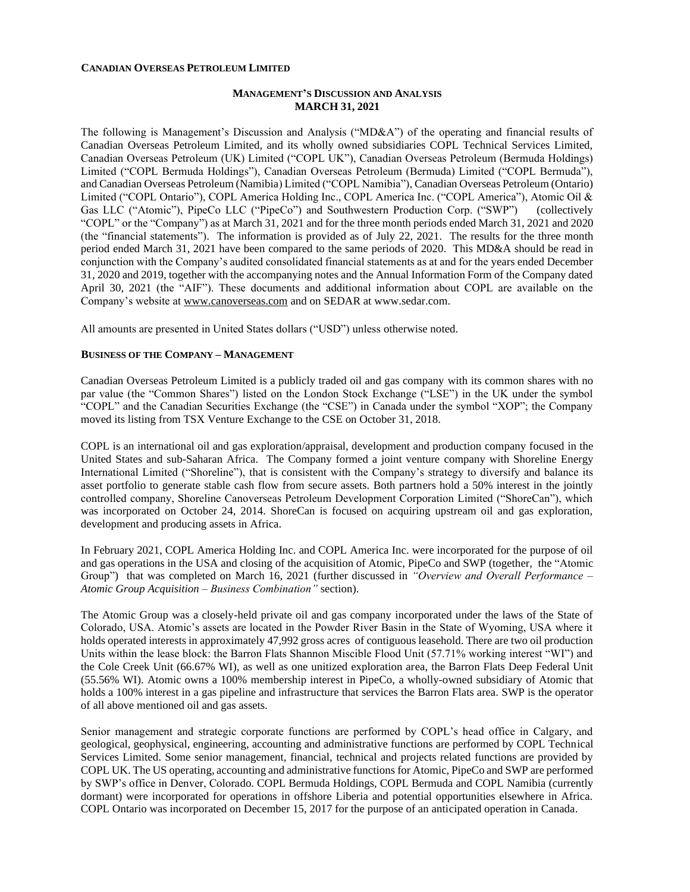**CANADIAN OVERSEAS PETROLEUM LIMITED**

**MANAGEMENT'S DISCUSSION AND ANALYSIS**
**MARCH 31, 2021**

The following is Management's Discussion and Analysis ("MD&A") of the operating and financial results of Canadian Overseas Petroleum Limited, and its wholly owned subsidiaries COPL Technical Services Limited, Canadian Overseas Petroleum (UK) Limited ("COPL UK"), Canadian Overseas Petroleum (Bermuda Holdings) Limited ("COPL Bermuda Holdings"), Canadian Overseas Petroleum (Bermuda) Limited ("COPL Bermuda"), and Canadian Overseas Petroleum (Namibia) Limited ("COPL Namibia"), Canadian Overseas Petroleum (Ontario) Limited ("COPL Ontario"), COPL America Holding Inc., COPL America Inc. ("COPL America"), Atomic Oil & Gas LLC ("Atomic"), PipeCo LLC ("PipeCo") and Southwestern Production Corp. ("SWP") (collectively "COPL" or the "Company") as at March 31, 2021 and for the three month periods ended March 31, 2021 and 2020 (the "financial statements"). The information is provided as of July 22, 2021. The results for the three month period ended March 31, 2021 have been compared to the same periods of 2020. This MD&A should be read in conjunction with the Company's audited consolidated financial statements as at and for the years ended December 31, 2020 and 2019, together with the accompanying notes and the Annual Information Form of the Company dated April 30, 2021 (the "AIF"). These documents and additional information about COPL are available on the Company's website at www.canoverseas.com and on SEDAR at www.sedar.com.

All amounts are presented in United States dollars ("USD") unless otherwise noted.

**BUSINESS OF THE COMPANY – MANAGEMENT**

Canadian Overseas Petroleum Limited is a publicly traded oil and gas company with its common shares with no par value (the "Common Shares") listed on the London Stock Exchange ("LSE") in the UK under the symbol "COPL" and the Canadian Securities Exchange (the "CSE") in Canada under the symbol "XOP"; the Company moved its listing from TSX Venture Exchange to the CSE on October 31, 2018.

COPL is an international oil and gas exploration/appraisal, development and production company focused in the United States and sub-Saharan Africa. The Company formed a joint venture company with Shoreline Energy International Limited ("Shoreline"), that is consistent with the Company's strategy to diversify and balance its asset portfolio to generate stable cash flow from secure assets. Both partners hold a 50% interest in the jointly controlled company, Shoreline Canoverseas Petroleum Development Corporation Limited ("ShoreCan"), which was incorporated on October 24, 2014. ShoreCan is focused on acquiring upstream oil and gas exploration, development and producing assets in Africa.

In February 2021, COPL America Holding Inc. and COPL America Inc. were incorporated for the purpose of oil and gas operations in the USA and closing of the acquisition of Atomic, PipeCo and SWP (together, the "Atomic Group") that was completed on March 16, 2021 (further discussed in *"Overview and Overall Performance – Atomic Group Acquisition – Business Combination"* section).

The Atomic Group was a closely-held private oil and gas company incorporated under the laws of the State of Colorado, USA. Atomic's assets are located in the Powder River Basin in the State of Wyoming, USA where it holds operated interests in approximately 47,992 gross acres of contiguous leasehold. There are two oil production Units within the lease block: the Barron Flats Shannon Miscible Flood Unit (57.71% working interest "WI") and the Cole Creek Unit (66.67% WI), as well as one unitized exploration area, the Barron Flats Deep Federal Unit (55.56% WI). Atomic owns a 100% membership interest in PipeCo, a wholly-owned subsidiary of Atomic that holds a 100% interest in a gas pipeline and infrastructure that services the Barron Flats area. SWP is the operator of all above mentioned oil and gas assets.

Senior management and strategic corporate functions are performed by COPL's head office in Calgary, and geological, geophysical, engineering, accounting and administrative functions are performed by COPL Technical Services Limited. Some senior management, financial, technical and projects related functions are provided by COPL UK. The US operating, accounting and administrative functions for Atomic, PipeCo and SWP are performed by SWP's office in Denver, Colorado. COPL Bermuda Holdings, COPL Bermuda and COPL Namibia (currently dormant) were incorporated for operations in offshore Liberia and potential opportunities elsewhere in Africa. COPL Ontario was incorporated on December 15, 2017 for the purpose of an anticipated operation in Canada.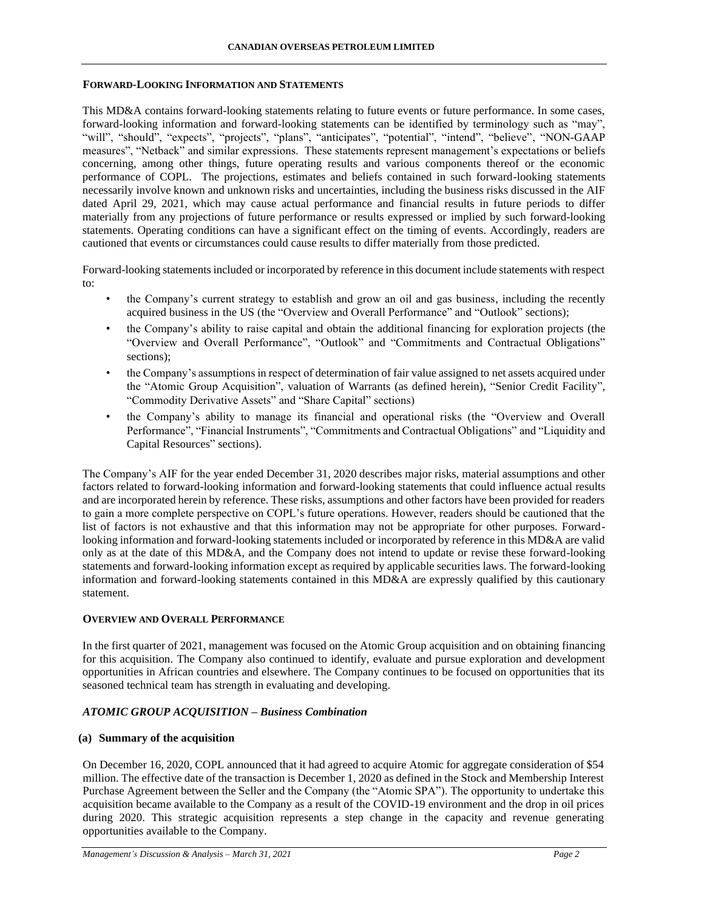## FORWARD-LOOKING INFORMATION AND STATEMENTS

This MD&A contains forward-looking statements relating to future events or future performance. In some cases, forward-looking information and forward-looking statements can be identified by terminology such as "may", "will", "should", "expects", "projects", "plans", "anticipates", "potential", "intend", "believe", "NON-GAAP measures", "Netback" and similar expressions. These statements represent management's expectations or beliefs concerning, among other things, future operating results and various components thereof or the economic performance of COPL. The projections, estimates and beliefs contained in such forward-looking statements necessarily involve known and unknown risks and uncertainties, including the business risks discussed in the AIF dated April 29, 2021, which may cause actual performance and financial results in future periods to differ materially from any projections of future performance or results expressed or implied by such forward-looking statements. Operating conditions can have a significant effect on the timing of events. Accordingly, readers are cautioned that events or circumstances could cause results to differ materially from those predicted.

Forward-looking statements included or incorporated by reference in this document include statements with respect to:

- the Company's current strategy to establish and grow an oil and gas business, including the recently acquired business in the US (the "Overview and Overall Performance" and "Outlook" sections);
- the Company's ability to raise capital and obtain the additional financing for exploration projects (the "Overview and Overall Performance", "Outlook" and "Commitments and Contractual Obligations" sections);
- the Company's assumptions in respect of determination of fair value assigned to net assets acquired under the "Atomic Group Acquisition", valuation of Warrants (as defined herein), "Senior Credit Facility", "Commodity Derivative Assets" and "Share Capital" sections)
- the Company's ability to manage its financial and operational risks (the "Overview and Overall Performance", "Financial Instruments", "Commitments and Contractual Obligations" and "Liquidity and Capital Resources" sections).

The Company's AIF for the year ended December 31, 2020 describes major risks, material assumptions and other factors related to forward-looking information and forward-looking statements that could influence actual results and are incorporated herein by reference. These risks, assumptions and other factors have been provided for readers to gain a more complete perspective on COPL's future operations. However, readers should be cautioned that the list of factors is not exhaustive and that this information may not be appropriate for other purposes. Forward-looking information and forward-looking statements included or incorporated by reference in this MD&A are valid only as at the date of this MD&A, and the Company does not intend to update or revise these forward-looking statements and forward-looking information except as required by applicable securities laws. The forward-looking information and forward-looking statements contained in this MD&A are expressly qualified by this cautionary statement.

## OVERVIEW AND OVERALL PERFORMANCE

In the first quarter of 2021, management was focused on the Atomic Group acquisition and on obtaining financing for this acquisition. The Company also continued to identify, evaluate and pursue exploration and development opportunities in African countries and elsewhere. The Company continues to be focused on opportunities that its seasoned technical team has strength in evaluating and developing.

### *ATOMIC GROUP ACQUISITION – Business Combination*

#### (a) Summary of the acquisition

On December 16, 2020, COPL announced that it had agreed to acquire Atomic for aggregate consideration of $54 million. The effective date of the transaction is December 1, 2020 as defined in the Stock and Membership Interest Purchase Agreement between the Seller and the Company (the "Atomic SPA"). The opportunity to undertake this acquisition became available to the Company as a result of the COVID-19 environment and the drop in oil prices during 2020. This strategic acquisition represents a step change in the capacity and revenue generating opportunities available to the Company.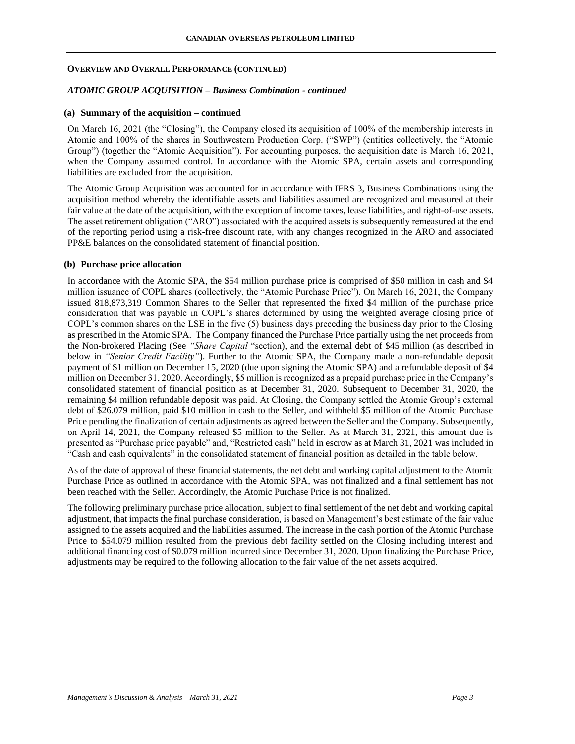**OVERVIEW AND OVERALL PERFORMANCE (CONTINUED)**

***ATOMIC GROUP ACQUISITION – Business Combination - continued***

**(a) Summary of the acquisition – continued**

On March 16, 2021 (the "Closing"), the Company closed its acquisition of 100% of the membership interests in Atomic and 100% of the shares in Southwestern Production Corp. ("SWP") (entities collectively, the "Atomic Group") (together the "Atomic Acquisition"). For accounting purposes, the acquisition date is March 16, 2021, when the Company assumed control. In accordance with the Atomic SPA, certain assets and corresponding liabilities are excluded from the acquisition.

The Atomic Group Acquisition was accounted for in accordance with IFRS 3, Business Combinations using the acquisition method whereby the identifiable assets and liabilities assumed are recognized and measured at their fair value at the date of the acquisition, with the exception of income taxes, lease liabilities, and right-of-use assets. The asset retirement obligation ("ARO") associated with the acquired assets is subsequently remeasured at the end of the reporting period using a risk-free discount rate, with any changes recognized in the ARO and associated PP&E balances on the consolidated statement of financial position.

**(b) Purchase price allocation**

In accordance with the Atomic SPA, the $54 million purchase price is comprised of $50 million in cash and $4 million issuance of COPL shares (collectively, the "Atomic Purchase Price"). On March 16, 2021, the Company issued 818,873,319 Common Shares to the Seller that represented the fixed $4 million of the purchase price consideration that was payable in COPL's shares determined by using the weighted average closing price of COPL's common shares on the LSE in the five (5) business days preceding the business day prior to the Closing as prescribed in the Atomic SPA. The Company financed the Purchase Price partially using the net proceeds from the Non-brokered Placing (See *"Share Capital* "section), and the external debt of $45 million (as described in below in *"Senior Credit Facility"*). Further to the Atomic SPA, the Company made a non-refundable deposit payment of $1 million on December 15, 2020 (due upon signing the Atomic SPA) and a refundable deposit of $4 million on December 31, 2020. Accordingly, $5 million is recognized as a prepaid purchase price in the Company's consolidated statement of financial position as at December 31, 2020. Subsequent to December 31, 2020, the remaining $4 million refundable deposit was paid. At Closing, the Company settled the Atomic Group's external debt of $26.079 million, paid $10 million in cash to the Seller, and withheld $5 million of the Atomic Purchase Price pending the finalization of certain adjustments as agreed between the Seller and the Company. Subsequently, on April 14, 2021, the Company released $5 million to the Seller. As at March 31, 2021, this amount due is presented as "Purchase price payable" and, "Restricted cash" held in escrow as at March 31, 2021 was included in "Cash and cash equivalents" in the consolidated statement of financial position as detailed in the table below.

As of the date of approval of these financial statements, the net debt and working capital adjustment to the Atomic Purchase Price as outlined in accordance with the Atomic SPA, was not finalized and a final settlement has not been reached with the Seller. Accordingly, the Atomic Purchase Price is not finalized.

The following preliminary purchase price allocation, subject to final settlement of the net debt and working capital adjustment, that impacts the final purchase consideration, is based on Management's best estimate of the fair value assigned to the assets acquired and the liabilities assumed. The increase in the cash portion of the Atomic Purchase Price to $54.079 million resulted from the previous debt facility settled on the Closing including interest and additional financing cost of $0.079 million incurred since December 31, 2020. Upon finalizing the Purchase Price, adjustments may be required to the following allocation to the fair value of the net assets acquired.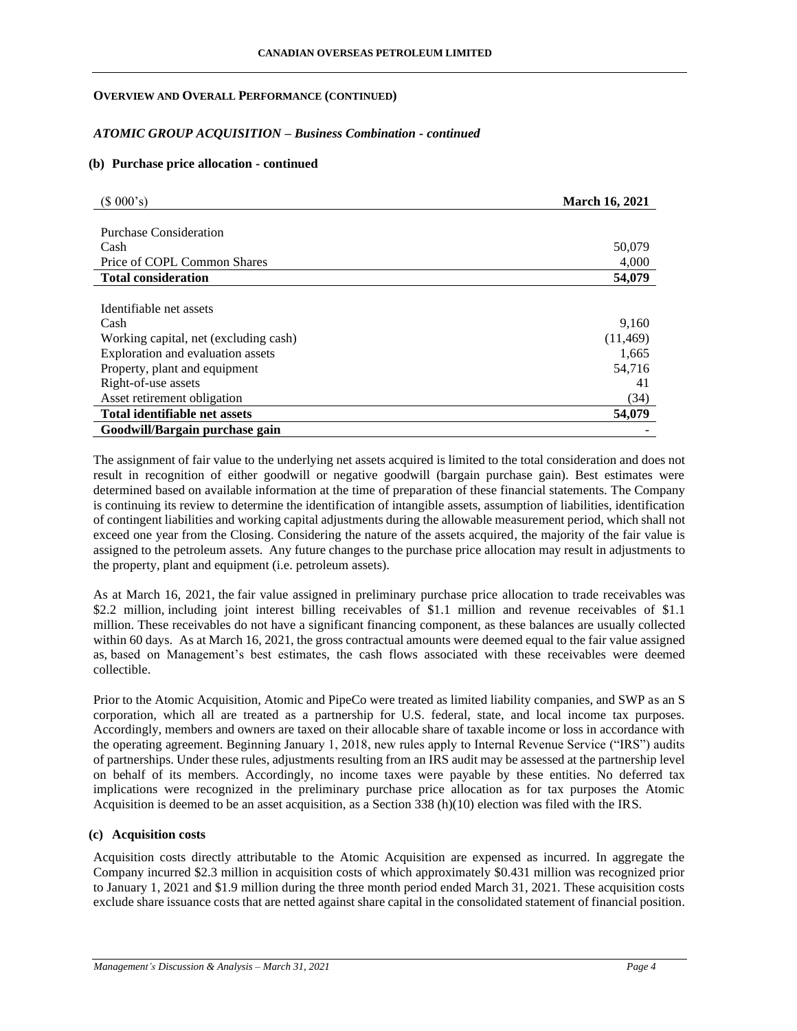**OVERVIEW AND OVERALL PERFORMANCE (CONTINUED)**

***ATOMIC GROUP ACQUISITION – Business Combination - continued***

**(b) Purchase price allocation - continued**

| ($ 000's) | March 16, 2021 |
|---|---|
| Purchase Consideration | |
| Cash | 50,079 |
| Price of COPL Common Shares | 4,000 |
| **Total consideration** | **54,079** |
| | |
| Identifiable net assets | |
| Cash | 9,160 |
| Working capital, net (excluding cash) | (11,469) |
| Exploration and evaluation assets | 1,665 |
| Property, plant and equipment | 54,716 |
| Right-of-use assets | 41 |
| Asset retirement obligation | (34) |
| **Total identifiable net assets** | **54,079** |
| **Goodwill/Bargain purchase gain** | - |

The assignment of fair value to the underlying net assets acquired is limited to the total consideration and does not result in recognition of either goodwill or negative goodwill (bargain purchase gain). Best estimates were determined based on available information at the time of preparation of these financial statements. The Company is continuing its review to determine the identification of intangible assets, assumption of liabilities, identification of contingent liabilities and working capital adjustments during the allowable measurement period, which shall not exceed one year from the Closing. Considering the nature of the assets acquired, the majority of the fair value is assigned to the petroleum assets. Any future changes to the purchase price allocation may result in adjustments to the property, plant and equipment (i.e. petroleum assets).

As at March 16, 2021, the fair value assigned in preliminary purchase price allocation to trade receivables was $2.2 million, including joint interest billing receivables of $1.1 million and revenue receivables of $1.1 million. These receivables do not have a significant financing component, as these balances are usually collected within 60 days. As at March 16, 2021, the gross contractual amounts were deemed equal to the fair value assigned as, based on Management's best estimates, the cash flows associated with these receivables were deemed collectible.

Prior to the Atomic Acquisition, Atomic and PipeCo were treated as limited liability companies, and SWP as an S corporation, which all are treated as a partnership for U.S. federal, state, and local income tax purposes. Accordingly, members and owners are taxed on their allocable share of taxable income or loss in accordance with the operating agreement. Beginning January 1, 2018, new rules apply to Internal Revenue Service ("IRS") audits of partnerships. Under these rules, adjustments resulting from an IRS audit may be assessed at the partnership level on behalf of its members. Accordingly, no income taxes were payable by these entities. No deferred tax implications were recognized in the preliminary purchase price allocation as for tax purposes the Atomic Acquisition is deemed to be an asset acquisition, as a Section 338 (h)(10) election was filed with the IRS.

**(c) Acquisition costs**

Acquisition costs directly attributable to the Atomic Acquisition are expensed as incurred. In aggregate the Company incurred $2.3 million in acquisition costs of which approximately $0.431 million was recognized prior to January 1, 2021 and $1.9 million during the three month period ended March 31, 2021. These acquisition costs exclude share issuance costs that are netted against share capital in the consolidated statement of financial position.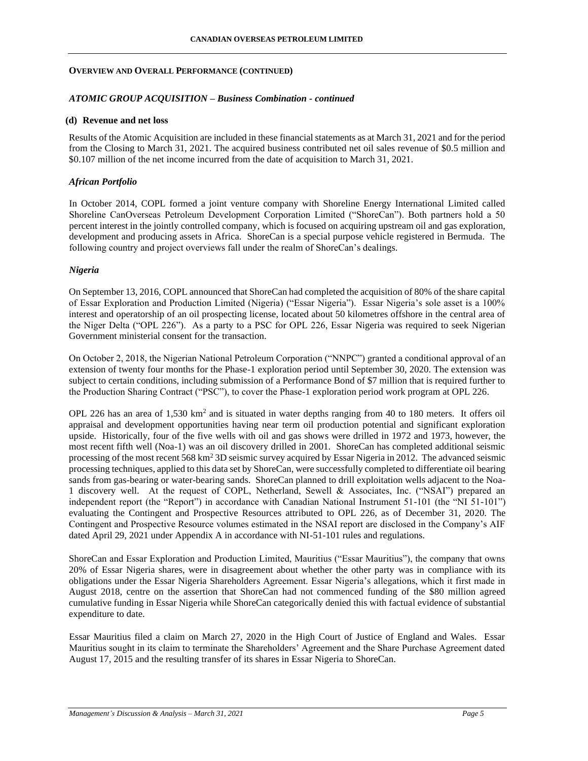## OVERVIEW AND OVERALL PERFORMANCE (CONTINUED)

### *ATOMIC GROUP ACQUISITION – Business Combination - continued*

**(d) Revenue and net loss**

Results of the Atomic Acquisition are included in these financial statements as at March 31, 2021 and for the period from the Closing to March 31, 2021. The acquired business contributed net oil sales revenue of \$0.5 million and \$0.107 million of the net income incurred from the date of acquisition to March 31, 2021.

### *African Portfolio*

In October 2014, COPL formed a joint venture company with Shoreline Energy International Limited called Shoreline CanOverseas Petroleum Development Corporation Limited ("ShoreCan"). Both partners hold a 50 percent interest in the jointly controlled company, which is focused on acquiring upstream oil and gas exploration, development and producing assets in Africa. ShoreCan is a special purpose vehicle registered in Bermuda. The following country and project overviews fall under the realm of ShoreCan's dealings.

### *Nigeria*

On September 13, 2016, COPL announced that ShoreCan had completed the acquisition of 80% of the share capital of Essar Exploration and Production Limited (Nigeria) ("Essar Nigeria"). Essar Nigeria's sole asset is a 100% interest and operatorship of an oil prospecting license, located about 50 kilometres offshore in the central area of the Niger Delta ("OPL 226"). As a party to a PSC for OPL 226, Essar Nigeria was required to seek Nigerian Government ministerial consent for the transaction.

On October 2, 2018, the Nigerian National Petroleum Corporation ("NNPC") granted a conditional approval of an extension of twenty four months for the Phase-1 exploration period until September 30, 2020. The extension was subject to certain conditions, including submission of a Performance Bond of \$7 million that is required further to the Production Sharing Contract ("PSC"), to cover the Phase-1 exploration period work program at OPL 226.

OPL 226 has an area of 1,530 km$^2$ and is situated in water depths ranging from 40 to 180 meters. It offers oil appraisal and development opportunities having near term oil production potential and significant exploration upside. Historically, four of the five wells with oil and gas shows were drilled in 1972 and 1973, however, the most recent fifth well (Noa-1) was an oil discovery drilled in 2001. ShoreCan has completed additional seismic processing of the most recent 568 km$^2$ 3D seismic survey acquired by Essar Nigeria in 2012. The advanced seismic processing techniques, applied to this data set by ShoreCan, were successfully completed to differentiate oil bearing sands from gas-bearing or water-bearing sands. ShoreCan planned to drill exploitation wells adjacent to the Noa-1 discovery well. At the request of COPL, Netherland, Sewell & Associates, Inc. ("NSAI") prepared an independent report (the "Report") in accordance with Canadian National Instrument 51-101 (the "NI 51-101") evaluating the Contingent and Prospective Resources attributed to OPL 226, as of December 31, 2020. The Contingent and Prospective Resource volumes estimated in the NSAI report are disclosed in the Company's AIF dated April 29, 2021 under Appendix A in accordance with NI-51-101 rules and regulations.

ShoreCan and Essar Exploration and Production Limited, Mauritius ("Essar Mauritius"), the company that owns 20% of Essar Nigeria shares, were in disagreement about whether the other party was in compliance with its obligations under the Essar Nigeria Shareholders Agreement. Essar Nigeria's allegations, which it first made in August 2018, centre on the assertion that ShoreCan had not commenced funding of the \$80 million agreed cumulative funding in Essar Nigeria while ShoreCan categorically denied this with factual evidence of substantial expenditure to date.

Essar Mauritius filed a claim on March 27, 2020 in the High Court of Justice of England and Wales. Essar Mauritius sought in its claim to terminate the Shareholders' Agreement and the Share Purchase Agreement dated August 17, 2015 and the resulting transfer of its shares in Essar Nigeria to ShoreCan.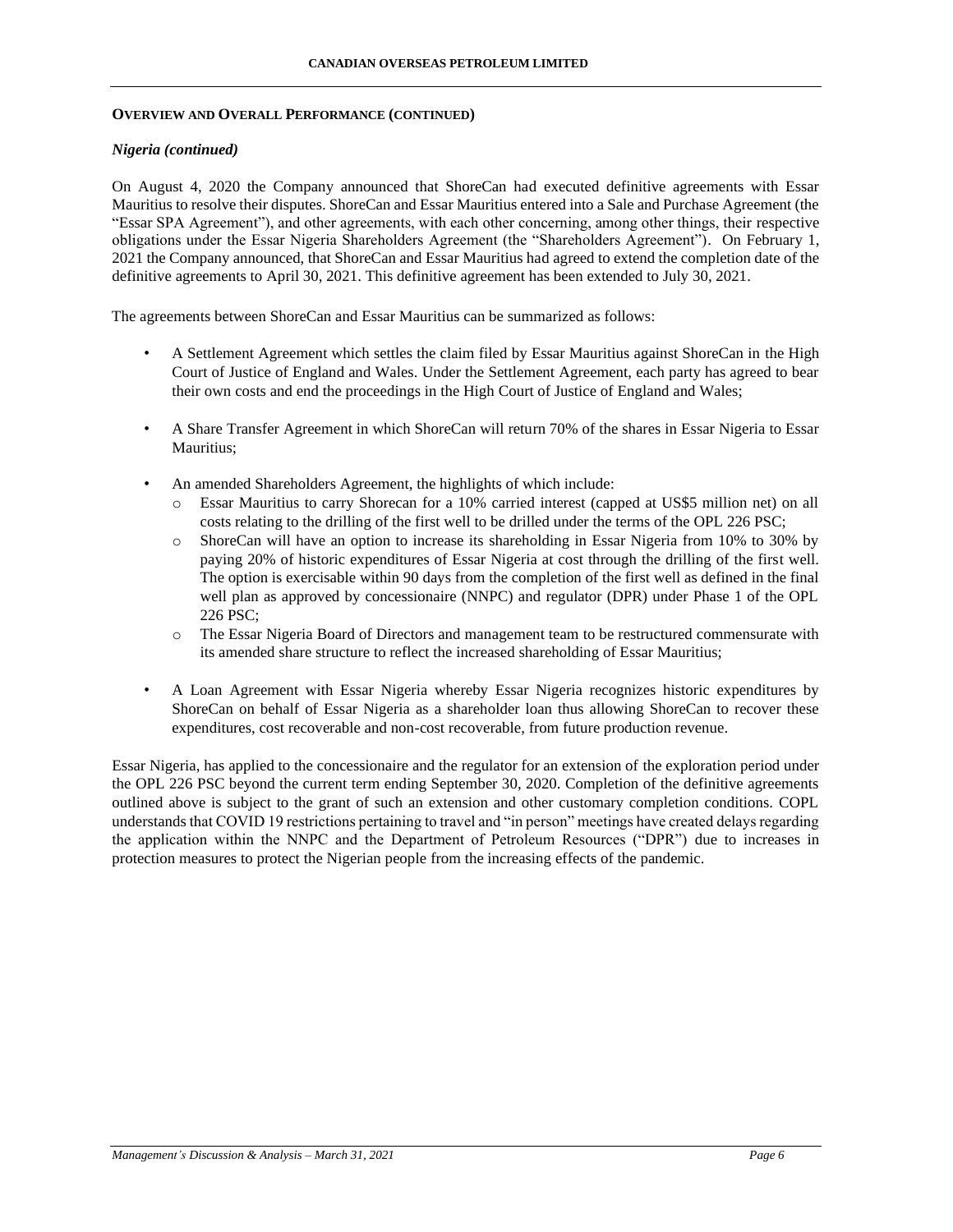## OVERVIEW AND OVERALL PERFORMANCE (CONTINUED)

### *Nigeria (continued)*

On August 4, 2020 the Company announced that ShoreCan had executed definitive agreements with Essar Mauritius to resolve their disputes. ShoreCan and Essar Mauritius entered into a Sale and Purchase Agreement (the "Essar SPA Agreement"), and other agreements, with each other concerning, among other things, their respective obligations under the Essar Nigeria Shareholders Agreement (the "Shareholders Agreement"). On February 1, 2021 the Company announced, that ShoreCan and Essar Mauritius had agreed to extend the completion date of the definitive agreements to April 30, 2021. This definitive agreement has been extended to July 30, 2021.

The agreements between ShoreCan and Essar Mauritius can be summarized as follows:

- A Settlement Agreement which settles the claim filed by Essar Mauritius against ShoreCan in the High Court of Justice of England and Wales. Under the Settlement Agreement, each party has agreed to bear their own costs and end the proceedings in the High Court of Justice of England and Wales;
- A Share Transfer Agreement in which ShoreCan will return 70% of the shares in Essar Nigeria to Essar Mauritius;
- An amended Shareholders Agreement, the highlights of which include:
  - Essar Mauritius to carry Shorecan for a 10% carried interest (capped at US$5 million net) on all costs relating to the drilling of the first well to be drilled under the terms of the OPL 226 PSC;
  - ShoreCan will have an option to increase its shareholding in Essar Nigeria from 10% to 30% by paying 20% of historic expenditures of Essar Nigeria at cost through the drilling of the first well. The option is exercisable within 90 days from the completion of the first well as defined in the final well plan as approved by concessionaire (NNPC) and regulator (DPR) under Phase 1 of the OPL 226 PSC;
  - The Essar Nigeria Board of Directors and management team to be restructured commensurate with its amended share structure to reflect the increased shareholding of Essar Mauritius;
- A Loan Agreement with Essar Nigeria whereby Essar Nigeria recognizes historic expenditures by ShoreCan on behalf of Essar Nigeria as a shareholder loan thus allowing ShoreCan to recover these expenditures, cost recoverable and non-cost recoverable, from future production revenue.

Essar Nigeria, has applied to the concessionaire and the regulator for an extension of the exploration period under the OPL 226 PSC beyond the current term ending September 30, 2020. Completion of the definitive agreements outlined above is subject to the grant of such an extension and other customary completion conditions. COPL understands that COVID 19 restrictions pertaining to travel and "in person" meetings have created delays regarding the application within the NNPC and the Department of Petroleum Resources ("DPR") due to increases in protection measures to protect the Nigerian people from the increasing effects of the pandemic.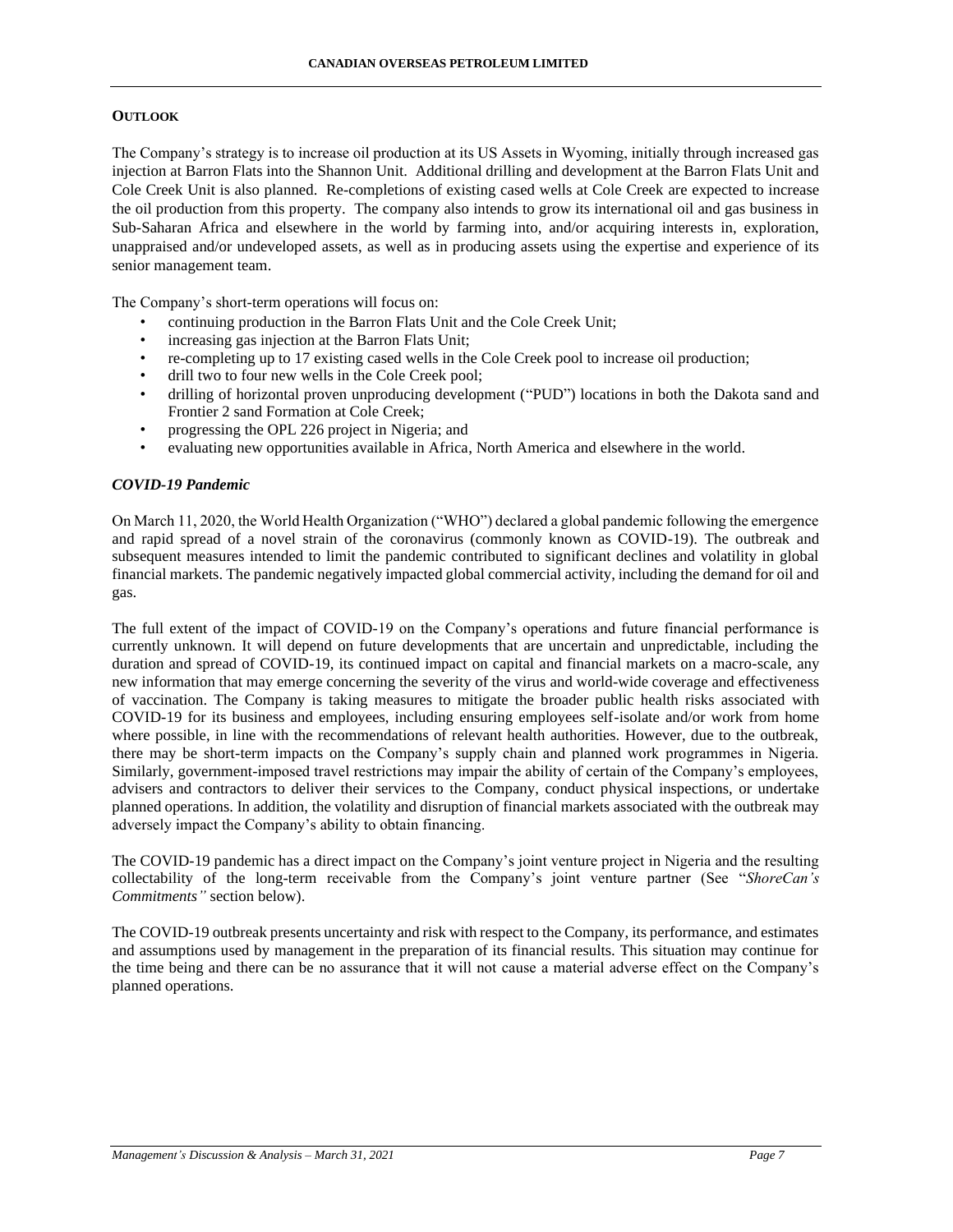## OUTLOOK

The Company's strategy is to increase oil production at its US Assets in Wyoming, initially through increased gas injection at Barron Flats into the Shannon Unit. Additional drilling and development at the Barron Flats Unit and Cole Creek Unit is also planned. Re-completions of existing cased wells at Cole Creek are expected to increase the oil production from this property. The company also intends to grow its international oil and gas business in Sub-Saharan Africa and elsewhere in the world by farming into, and/or acquiring interests in, exploration, unappraised and/or undeveloped assets, as well as in producing assets using the expertise and experience of its senior management team.

The Company's short-term operations will focus on:

- continuing production in the Barron Flats Unit and the Cole Creek Unit;
- increasing gas injection at the Barron Flats Unit;
- re-completing up to 17 existing cased wells in the Cole Creek pool to increase oil production;
- drill two to four new wells in the Cole Creek pool;
- drilling of horizontal proven unproducing development ("PUD") locations in both the Dakota sand and Frontier 2 sand Formation at Cole Creek;
- progressing the OPL 226 project in Nigeria; and
- evaluating new opportunities available in Africa, North America and elsewhere in the world.

### *COVID-19 Pandemic*

On March 11, 2020, the World Health Organization ("WHO") declared a global pandemic following the emergence and rapid spread of a novel strain of the coronavirus (commonly known as COVID-19). The outbreak and subsequent measures intended to limit the pandemic contributed to significant declines and volatility in global financial markets. The pandemic negatively impacted global commercial activity, including the demand for oil and gas.

The full extent of the impact of COVID-19 on the Company's operations and future financial performance is currently unknown. It will depend on future developments that are uncertain and unpredictable, including the duration and spread of COVID-19, its continued impact on capital and financial markets on a macro-scale, any new information that may emerge concerning the severity of the virus and world-wide coverage and effectiveness of vaccination. The Company is taking measures to mitigate the broader public health risks associated with COVID-19 for its business and employees, including ensuring employees self-isolate and/or work from home where possible, in line with the recommendations of relevant health authorities. However, due to the outbreak, there may be short-term impacts on the Company's supply chain and planned work programmes in Nigeria. Similarly, government-imposed travel restrictions may impair the ability of certain of the Company's employees, advisers and contractors to deliver their services to the Company, conduct physical inspections, or undertake planned operations. In addition, the volatility and disruption of financial markets associated with the outbreak may adversely impact the Company's ability to obtain financing.

The COVID-19 pandemic has a direct impact on the Company's joint venture project in Nigeria and the resulting collectability of the long-term receivable from the Company's joint venture partner (See "*ShoreCan's Commitments"* section below).

The COVID-19 outbreak presents uncertainty and risk with respect to the Company, its performance, and estimates and assumptions used by management in the preparation of its financial results. This situation may continue for the time being and there can be no assurance that it will not cause a material adverse effect on the Company's planned operations.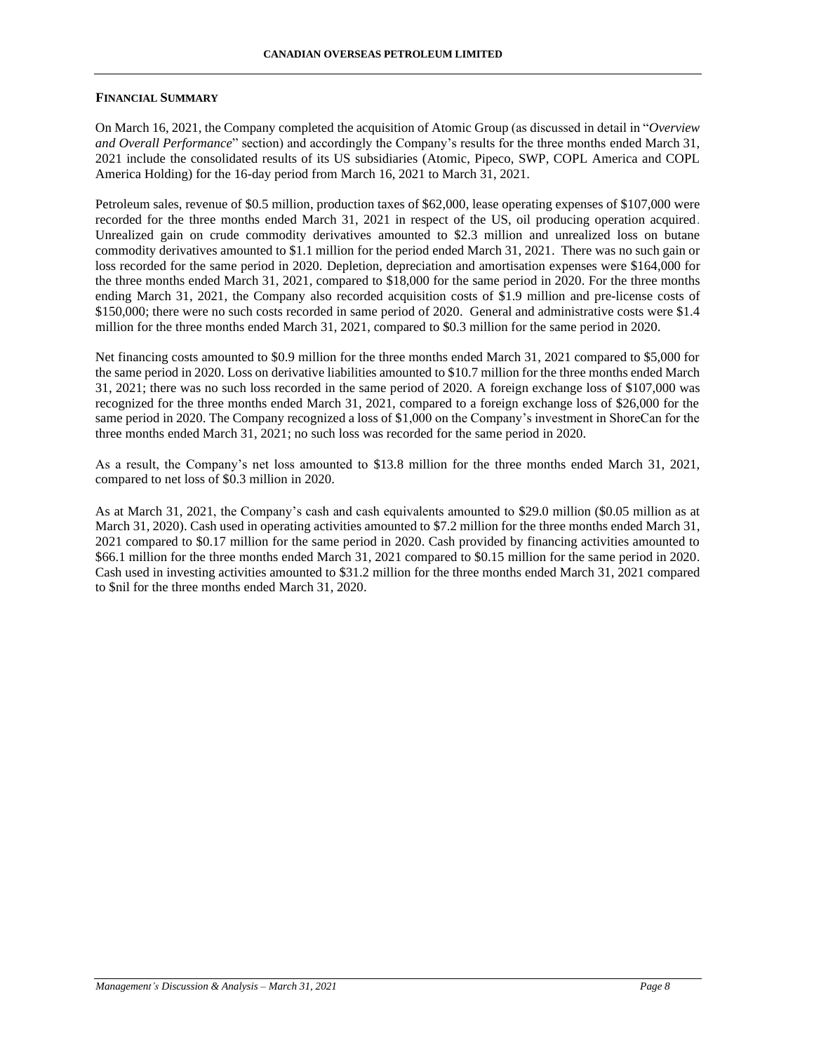## FINANCIAL SUMMARY

On March 16, 2021, the Company completed the acquisition of Atomic Group (as discussed in detail in "*Overview and Overall Performance*" section) and accordingly the Company's results for the three months ended March 31, 2021 include the consolidated results of its US subsidiaries (Atomic, Pipeco, SWP, COPL America and COPL America Holding) for the 16-day period from March 16, 2021 to March 31, 2021.

Petroleum sales, revenue of $0.5 million, production taxes of $62,000, lease operating expenses of $107,000 were recorded for the three months ended March 31, 2021 in respect of the US, oil producing operation acquired. Unrealized gain on crude commodity derivatives amounted to $2.3 million and unrealized loss on butane commodity derivatives amounted to $1.1 million for the period ended March 31, 2021. There was no such gain or loss recorded for the same period in 2020. Depletion, depreciation and amortisation expenses were $164,000 for the three months ended March 31, 2021, compared to $18,000 for the same period in 2020. For the three months ending March 31, 2021, the Company also recorded acquisition costs of $1.9 million and pre-license costs of $150,000; there were no such costs recorded in same period of 2020. General and administrative costs were $1.4 million for the three months ended March 31, 2021, compared to $0.3 million for the same period in 2020.

Net financing costs amounted to $0.9 million for the three months ended March 31, 2021 compared to $5,000 for the same period in 2020. Loss on derivative liabilities amounted to $10.7 million for the three months ended March 31, 2021; there was no such loss recorded in the same period of 2020. A foreign exchange loss of $107,000 was recognized for the three months ended March 31, 2021, compared to a foreign exchange loss of $26,000 for the same period in 2020. The Company recognized a loss of $1,000 on the Company's investment in ShoreCan for the three months ended March 31, 2021; no such loss was recorded for the same period in 2020.

As a result, the Company's net loss amounted to $13.8 million for the three months ended March 31, 2021, compared to net loss of $0.3 million in 2020.

As at March 31, 2021, the Company's cash and cash equivalents amounted to $29.0 million ($0.05 million as at March 31, 2020). Cash used in operating activities amounted to $7.2 million for the three months ended March 31, 2021 compared to $0.17 million for the same period in 2020. Cash provided by financing activities amounted to $66.1 million for the three months ended March 31, 2021 compared to $0.15 million for the same period in 2020. Cash used in investing activities amounted to $31.2 million for the three months ended March 31, 2021 compared to $nil for the three months ended March 31, 2020.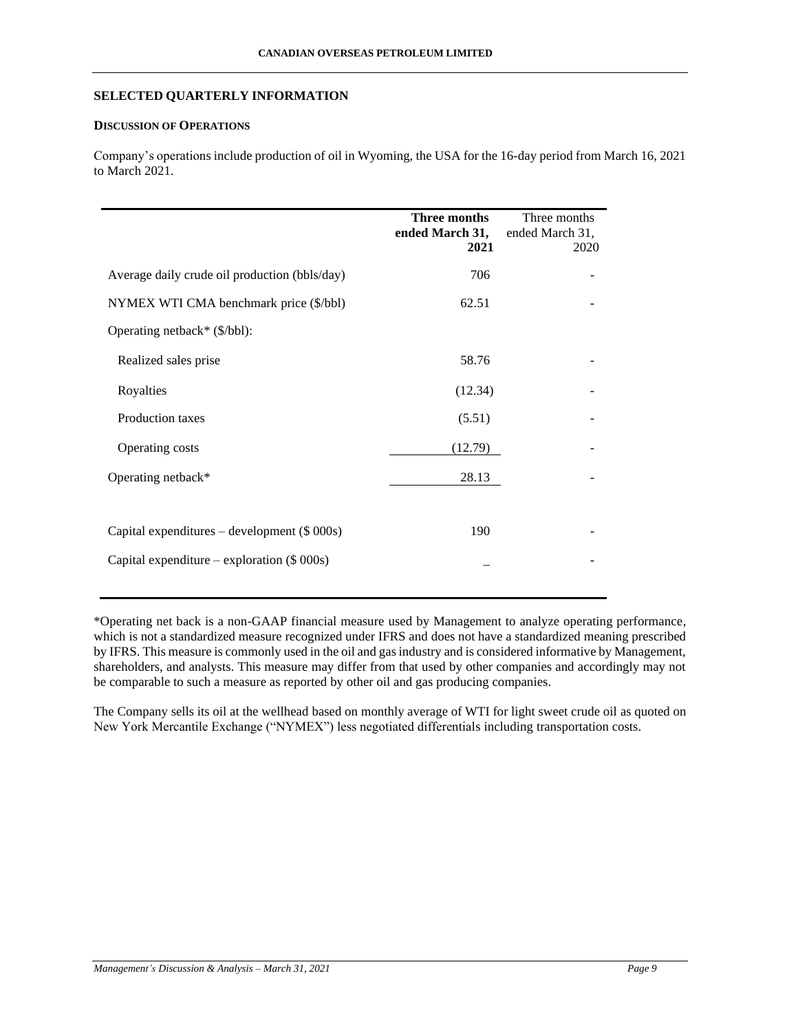## SELECTED QUARTERLY INFORMATION

### DISCUSSION OF OPERATIONS

Company's operations include production of oil in Wyoming, the USA for the 16-day period from March 16, 2021 to March 2021.

| | **Three months ended March 31, 2021** | Three months ended March 31, 2020 |
|---|---|---|
| Average daily crude oil production (bbls/day) | 706 | - |
| NYMEX WTI CMA benchmark price ($/bbl) | 62.51 | - |
| Operating netback* ($/bbl): | | |
| Realized sales prise | 58.76 | - |
| Royalties | (12.34) | - |
| Production taxes | (5.51) | - |
| Operating costs | (12.79) | - |
| Operating netback* | 28.13 | - |
| Capital expenditures – development ($ 000s) | 190 | - |
| Capital expenditure – exploration ($ 000s) | _ | - |

*Operating net back is a non-GAAP financial measure used by Management to analyze operating performance, which is not a standardized measure recognized under IFRS and does not have a standardized meaning prescribed by IFRS. This measure is commonly used in the oil and gas industry and is considered informative by Management, shareholders, and analysts. This measure may differ from that used by other companies and accordingly may not be comparable to such a measure as reported by other oil and gas producing companies.

The Company sells its oil at the wellhead based on monthly average of WTI for light sweet crude oil as quoted on New York Mercantile Exchange ("NYMEX") less negotiated differentials including transportation costs.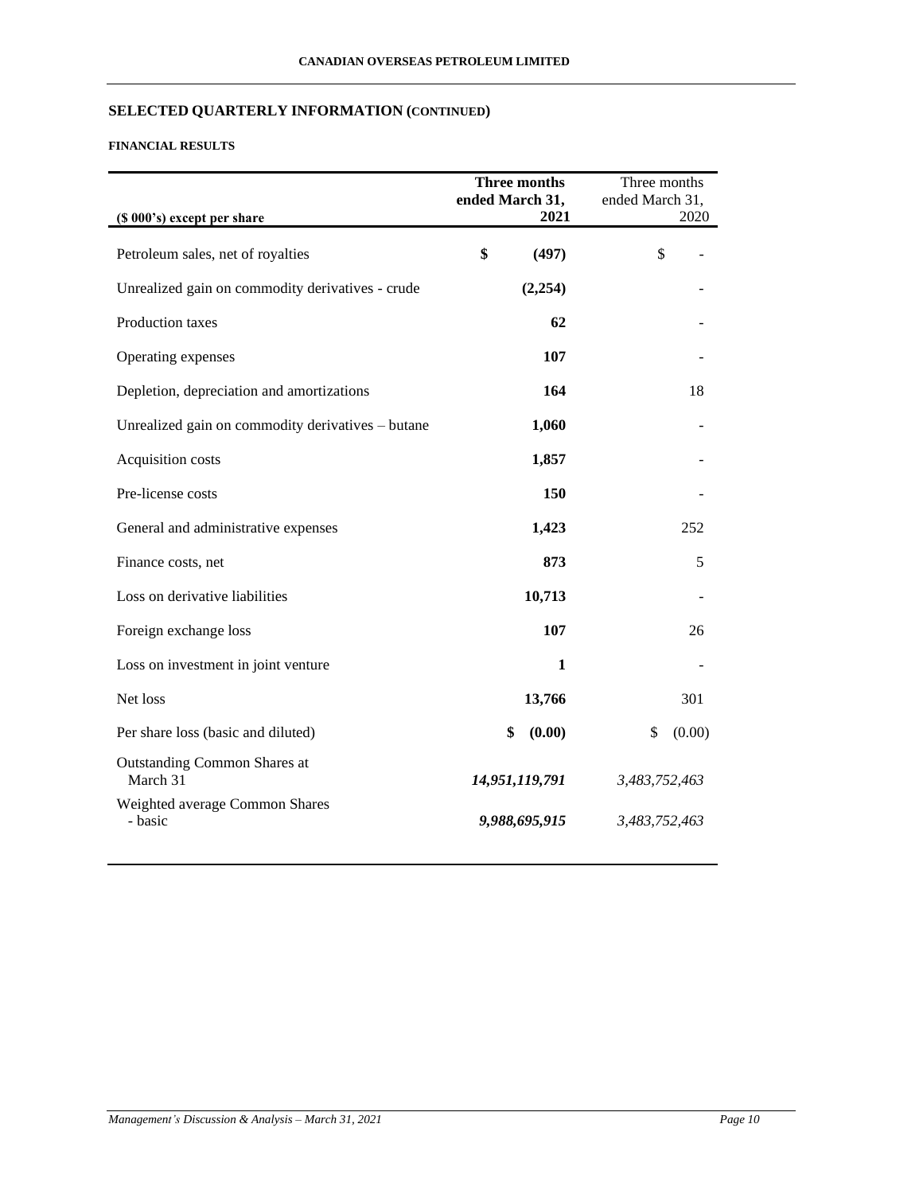## SELECTED QUARTERLY INFORMATION (CONTINUED)

#### FINANCIAL RESULTS

| ($ 000's) except per share | Three months ended March 31, 2021 | Three months ended March 31, 2020 |
|---|---|---|
| Petroleum sales, net of royalties | $ (497) | $ - |
| Unrealized gain on commodity derivatives - crude | (2,254) | - |
| Production taxes | 62 | - |
| Operating expenses | 107 | - |
| Depletion, depreciation and amortizations | 164 | 18 |
| Unrealized gain on commodity derivatives – butane | 1,060 | - |
| Acquisition costs | 1,857 | - |
| Pre-license costs | 150 | - |
| General and administrative expenses | 1,423 | 252 |
| Finance costs, net | 873 | 5 |
| Loss on derivative liabilities | 10,713 | - |
| Foreign exchange loss | 107 | 26 |
| Loss on investment in joint venture | 1 | - |
| Net loss | 13,766 | 301 |
| Per share loss (basic and diluted) | $ (0.00) | $ (0.00) |
| Outstanding Common Shares at March 31 | *14,951,119,791* | *3,483,752,463* |
| Weighted average Common Shares - basic | *9,988,695,915* | *3,483,752,463* |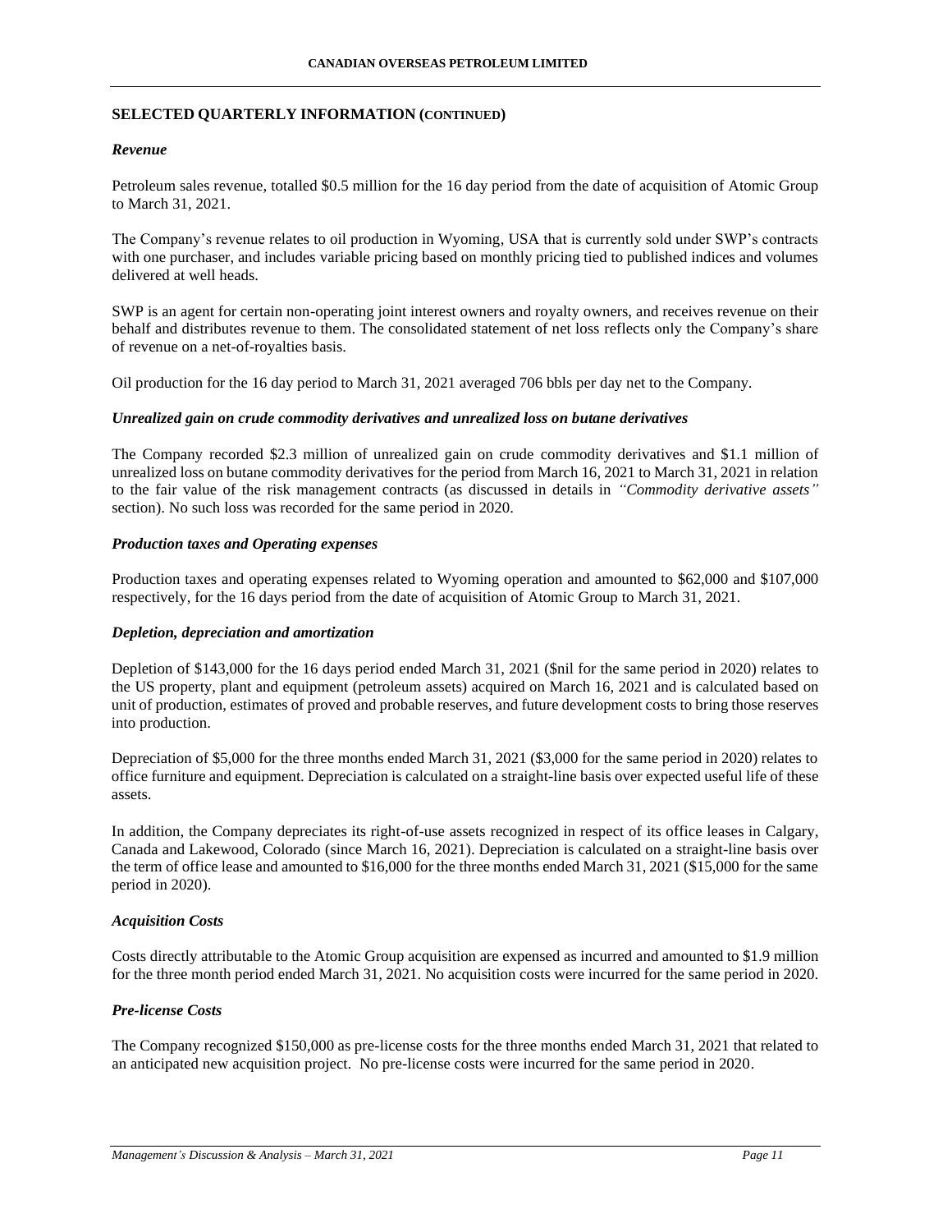## SELECTED QUARTERLY INFORMATION (CONTINUED)

### *Revenue*

Petroleum sales revenue, totalled $0.5 million for the 16 day period from the date of acquisition of Atomic Group to March 31, 2021.

The Company's revenue relates to oil production in Wyoming, USA that is currently sold under SWP's contracts with one purchaser, and includes variable pricing based on monthly pricing tied to published indices and volumes delivered at well heads.

SWP is an agent for certain non-operating joint interest owners and royalty owners, and receives revenue on their behalf and distributes revenue to them. The consolidated statement of net loss reflects only the Company's share of revenue on a net-of-royalties basis.

Oil production for the 16 day period to March 31, 2021 averaged 706 bbls per day net to the Company.

### *Unrealized gain on crude commodity derivatives and unrealized loss on butane derivatives*

The Company recorded $2.3 million of unrealized gain on crude commodity derivatives and $1.1 million of unrealized loss on butane commodity derivatives for the period from March 16, 2021 to March 31, 2021 in relation to the fair value of the risk management contracts (as discussed in details in *"Commodity derivative assets"* section). No such loss was recorded for the same period in 2020.

### *Production taxes and Operating expenses*

Production taxes and operating expenses related to Wyoming operation and amounted to $62,000 and $107,000 respectively, for the 16 days period from the date of acquisition of Atomic Group to March 31, 2021.

### *Depletion, depreciation and amortization*

Depletion of $143,000 for the 16 days period ended March 31, 2021 ($nil for the same period in 2020) relates to the US property, plant and equipment (petroleum assets) acquired on March 16, 2021 and is calculated based on unit of production, estimates of proved and probable reserves, and future development costs to bring those reserves into production.

Depreciation of $5,000 for the three months ended March 31, 2021 ($3,000 for the same period in 2020) relates to office furniture and equipment. Depreciation is calculated on a straight-line basis over expected useful life of these assets.

In addition, the Company depreciates its right-of-use assets recognized in respect of its office leases in Calgary, Canada and Lakewood, Colorado (since March 16, 2021). Depreciation is calculated on a straight-line basis over the term of office lease and amounted to $16,000 for the three months ended March 31, 2021 ($15,000 for the same period in 2020).

### *Acquisition Costs*

Costs directly attributable to the Atomic Group acquisition are expensed as incurred and amounted to $1.9 million for the three month period ended March 31, 2021. No acquisition costs were incurred for the same period in 2020.

### *Pre-license Costs*

The Company recognized $150,000 as pre-license costs for the three months ended March 31, 2021 that related to an anticipated new acquisition project. No pre-license costs were incurred for the same period in 2020.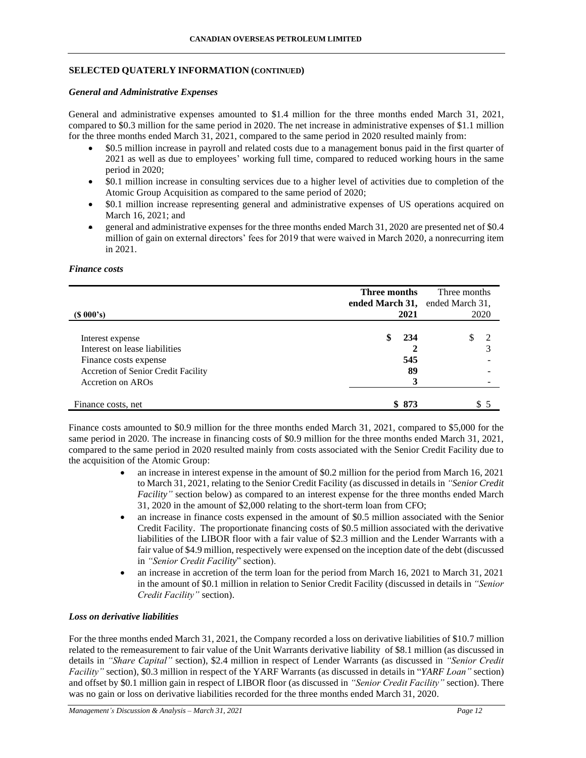## SELECTED QUATERLY INFORMATION (CONTINUED)

### *General and Administrative Expenses*

General and administrative expenses amounted to $1.4 million for the three months ended March 31, 2021, compared to $0.3 million for the same period in 2020. The net increase in administrative expenses of $1.1 million for the three months ended March 31, 2021, compared to the same period in 2020 resulted mainly from:

- $0.5 million increase in payroll and related costs due to a management bonus paid in the first quarter of 2021 as well as due to employees' working full time, compared to reduced working hours in the same period in 2020;
- $0.1 million increase in consulting services due to a higher level of activities due to completion of the Atomic Group Acquisition as compared to the same period of 2020;
- $0.1 million increase representing general and administrative expenses of US operations acquired on March 16, 2021; and
- general and administrative expenses for the three months ended March 31, 2020 are presented net of $0.4 million of gain on external directors' fees for 2019 that were waived in March 2020, a nonrecurring item in 2021.

### *Finance costs*

| ($ 000's) | **Three months ended March 31, 2021** | Three months ended March 31, 2020 |
|---|---|---|
| Interest expense | **$ 234** | $ 2 |
| Interest on lease liabilities | **2** | 3 |
| Finance costs expense | **545** | - |
| Accretion of Senior Credit Facility | **89** | - |
| Accretion on AROs | **3** | - |
| Finance costs, net | **$ 873** | $ 5 |

Finance costs amounted to $0.9 million for the three months ended March 31, 2021, compared to $5,000 for the same period in 2020. The increase in financing costs of $0.9 million for the three months ended March 31, 2021, compared to the same period in 2020 resulted mainly from costs associated with the Senior Credit Facility due to the acquisition of the Atomic Group:

- an increase in interest expense in the amount of $0.2 million for the period from March 16, 2021 to March 31, 2021, relating to the Senior Credit Facility (as discussed in details in *"Senior Credit Facility"* section below) as compared to an interest expense for the three months ended March 31, 2020 in the amount of $2,000 relating to the short-term loan from CFO;
- an increase in finance costs expensed in the amount of $0.5 million associated with the Senior Credit Facility. The proportionate financing costs of $0.5 million associated with the derivative liabilities of the LIBOR floor with a fair value of $2.3 million and the Lender Warrants with a fair value of $4.9 million, respectively were expensed on the inception date of the debt (discussed in *"Senior Credit Facility"* section).
- an increase in accretion of the term loan for the period from March 16, 2021 to March 31, 2021 in the amount of $0.1 million in relation to Senior Credit Facility (discussed in details in *"Senior Credit Facility"* section).

### *Loss on derivative liabilities*

For the three months ended March 31, 2021, the Company recorded a loss on derivative liabilities of $10.7 million related to the remeasurement to fair value of the Unit Warrants derivative liability of $8.1 million (as discussed in details in *"Share Capital"* section), $2.4 million in respect of Lender Warrants (as discussed in *"Senior Credit Facility"* section), $0.3 million in respect of the YARF Warrants (as discussed in details in "*YARF Loan"* section) and offset by $0.1 million gain in respect of LIBOR floor (as discussed in *"Senior Credit Facility"* section). There was no gain or loss on derivative liabilities recorded for the three months ended March 31, 2020.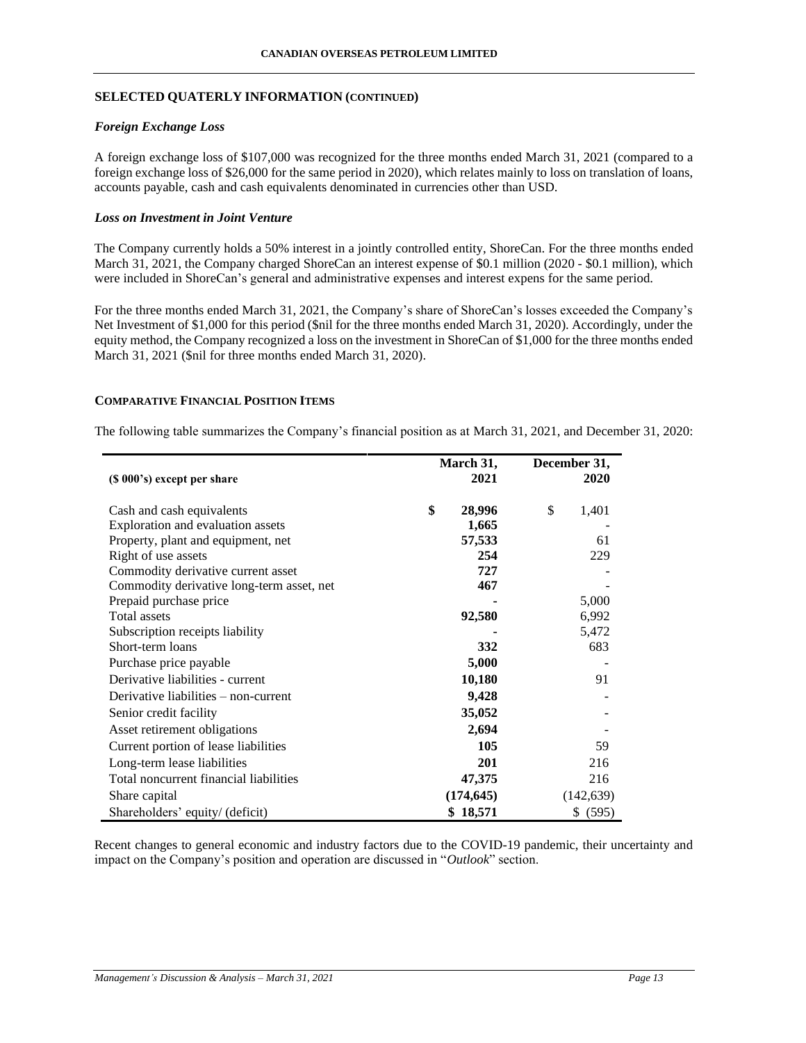## SELECTED QUATERLY INFORMATION (CONTINUED)

### *Foreign Exchange Loss*

A foreign exchange loss of $107,000 was recognized for the three months ended March 31, 2021 (compared to a foreign exchange loss of $26,000 for the same period in 2020), which relates mainly to loss on translation of loans, accounts payable, cash and cash equivalents denominated in currencies other than USD.

### *Loss on Investment in Joint Venture*

The Company currently holds a 50% interest in a jointly controlled entity, ShoreCan. For the three months ended March 31, 2021, the Company charged ShoreCan an interest expense of $0.1 million (2020 - $0.1 million), which were included in ShoreCan's general and administrative expenses and interest expens for the same period.

For the three months ended March 31, 2021, the Company's share of ShoreCan's losses exceeded the Company's Net Investment of $1,000 for this period ($nil for the three months ended March 31, 2020). Accordingly, under the equity method, the Company recognized a loss on the investment in ShoreCan of $1,000 for the three months ended March 31, 2021 ($nil for three months ended March 31, 2020).

## COMPARATIVE FINANCIAL POSITION ITEMS

The following table summarizes the Company's financial position as at March 31, 2021, and December 31, 2020:

| ($ 000's) except per share | March 31, 2021 | December 31, 2020 |
|---|---|---|
| Cash and cash equivalents | **$ 28,996** | $ 1,401 |
| Exploration and evaluation assets | **1,665** | - |
| Property, plant and equipment, net | **57,533** | 61 |
| Right of use assets | **254** | 229 |
| Commodity derivative current asset | **727** | - |
| Commodity derivative long-term asset, net | **467** | - |
| Prepaid purchase price | **-** | 5,000 |
| Total assets | **92,580** | 6,992 |
| Subscription receipts liability | **-** | 5,472 |
| Short-term loans | **332** | 683 |
| Purchase price payable | **5,000** | - |
| Derivative liabilities - current | **10,180** | 91 |
| Derivative liabilities – non-current | **9,428** | - |
| Senior credit facility | **35,052** | - |
| Asset retirement obligations | **2,694** | - |
| Current portion of lease liabilities | **105** | 59 |
| Long-term lease liabilities | **201** | 216 |
| Total noncurrent financial liabilities | **47,375** | 216 |
| Share capital | **(174,645)** | (142,639) |
| Shareholders' equity/ (deficit) | **$ 18,571** | $ (595) |

Recent changes to general economic and industry factors due to the COVID-19 pandemic, their uncertainty and impact on the Company's position and operation are discussed in "*Outlook*" section.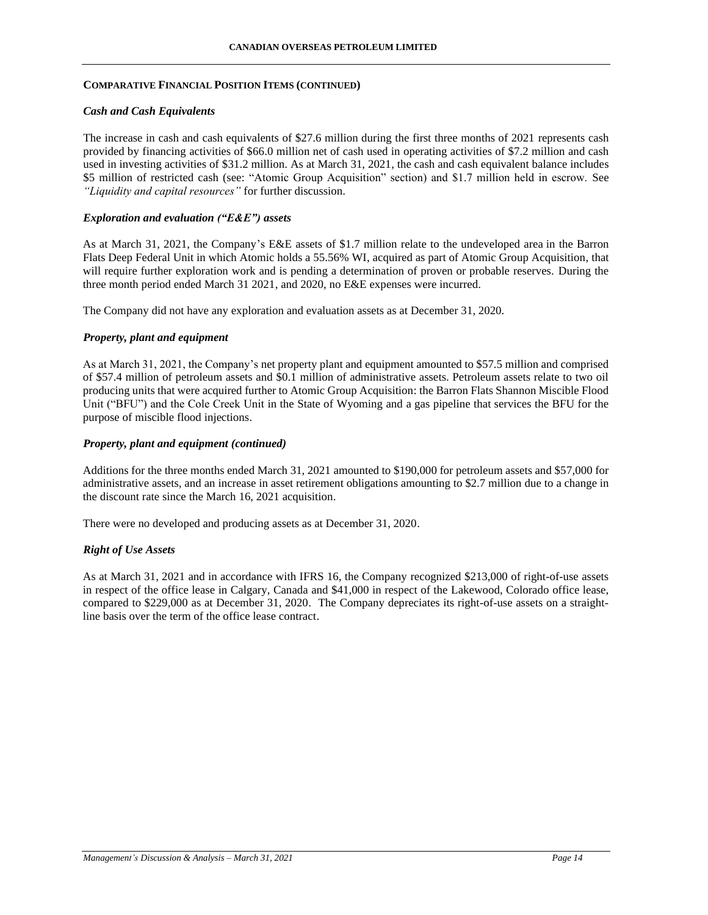## COMPARATIVE FINANCIAL POSITION ITEMS (CONTINUED)

### *Cash and Cash Equivalents*

The increase in cash and cash equivalents of $27.6 million during the first three months of 2021 represents cash provided by financing activities of $66.0 million net of cash used in operating activities of $7.2 million and cash used in investing activities of $31.2 million. As at March 31, 2021, the cash and cash equivalent balance includes $5 million of restricted cash (see: "Atomic Group Acquisition" section) and $1.7 million held in escrow. See *"Liquidity and capital resources"* for further discussion.

### *Exploration and evaluation ("E&E") assets*

As at March 31, 2021, the Company's E&E assets of $1.7 million relate to the undeveloped area in the Barron Flats Deep Federal Unit in which Atomic holds a 55.56% WI, acquired as part of Atomic Group Acquisition, that will require further exploration work and is pending a determination of proven or probable reserves. During the three month period ended March 31 2021, and 2020, no E&E expenses were incurred.

The Company did not have any exploration and evaluation assets as at December 31, 2020.

### *Property, plant and equipment*

As at March 31, 2021, the Company's net property plant and equipment amounted to $57.5 million and comprised of $57.4 million of petroleum assets and $0.1 million of administrative assets. Petroleum assets relate to two oil producing units that were acquired further to Atomic Group Acquisition: the Barron Flats Shannon Miscible Flood Unit ("BFU") and the Cole Creek Unit in the State of Wyoming and a gas pipeline that services the BFU for the purpose of miscible flood injections.

### *Property, plant and equipment (continued)*

Additions for the three months ended March 31, 2021 amounted to $190,000 for petroleum assets and $57,000 for administrative assets, and an increase in asset retirement obligations amounting to $2.7 million due to a change in the discount rate since the March 16, 2021 acquisition.

There were no developed and producing assets as at December 31, 2020.

### *Right of Use Assets*

As at March 31, 2021 and in accordance with IFRS 16, the Company recognized $213,000 of right-of-use assets in respect of the office lease in Calgary, Canada and $41,000 in respect of the Lakewood, Colorado office lease, compared to $229,000 as at December 31, 2020. The Company depreciates its right-of-use assets on a straight-line basis over the term of the office lease contract.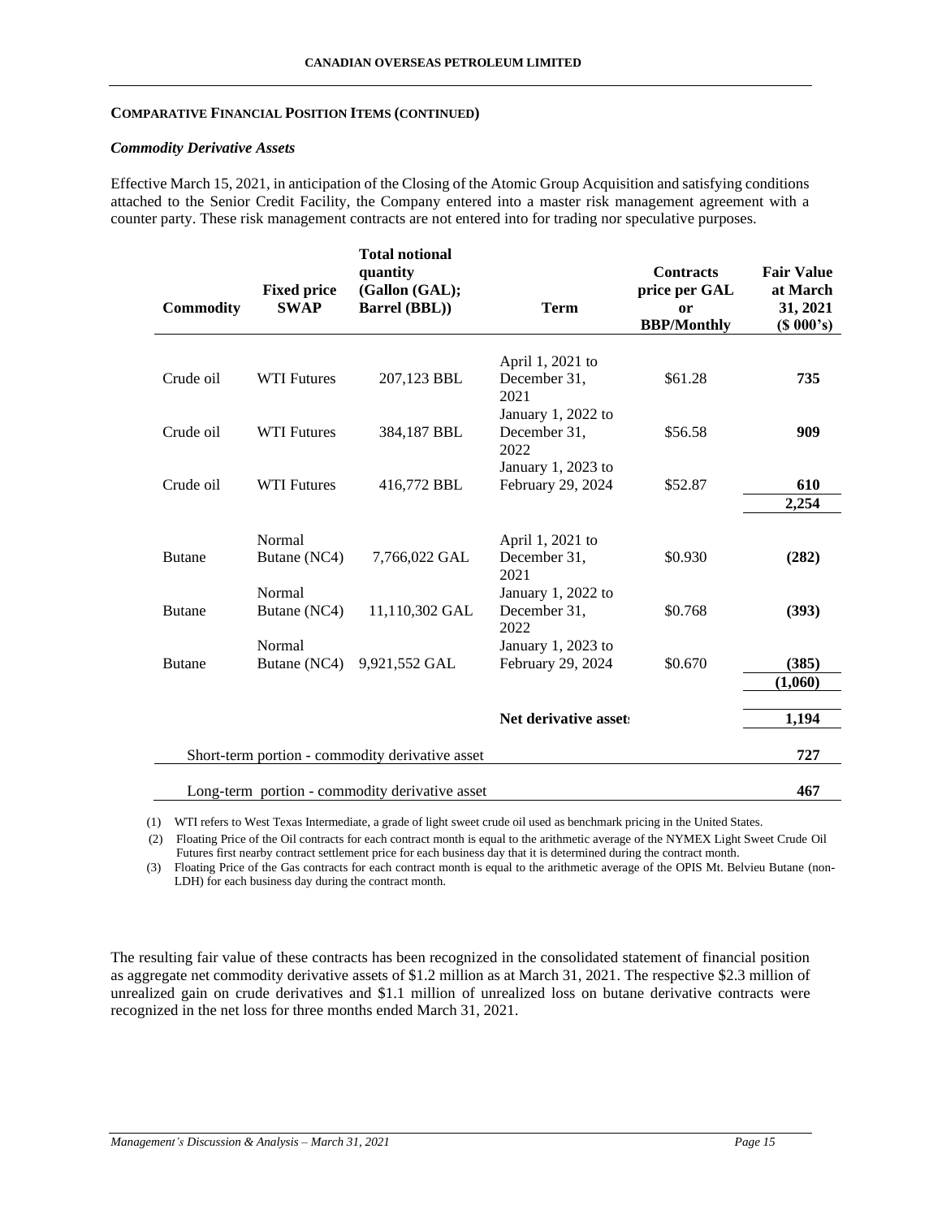**COMPARATIVE FINANCIAL POSITION ITEMS (CONTINUED)**

***Commodity Derivative Assets***

Effective March 15, 2021, in anticipation of the Closing of the Atomic Group Acquisition and satisfying conditions attached to the Senior Credit Facility, the Company entered into a master risk management agreement with a counter party. These risk management contracts are not entered into for trading nor speculative purposes.

| Commodity | Fixed price SWAP | Total notional quantity (Gallon (GAL); Barrel (BBL)) | Term | Contracts price per GAL or BBP/Monthly | Fair Value at March 31, 2021 ($ 000's) |
|---|---|---|---|---|---|
| Crude oil | WTI Futures | 207,123 BBL | April 1, 2021 to December 31, 2021 | $61.28 | **735** |
| Crude oil | WTI Futures | 384,187 BBL | January 1, 2022 to December 31, 2022 | $56.58 | **909** |
| Crude oil | WTI Futures | 416,772 BBL | January 1, 2023 to February 29, 2024 | $52.87 | **610** |
| | | | | | **2,254** |
| Butane | Normal Butane (NC4) | 7,766,022 GAL | April 1, 2021 to December 31, 2021 | $0.930 | **(282)** |
| Butane | Normal Butane (NC4) | 11,110,302 GAL | January 1, 2022 to December 31, 2022 | $0.768 | **(393)** |
| Butane | Normal Butane (NC4) | 9,921,552 GAL | January 1, 2023 to February 29, 2024 | $0.670 | **(385)** |
| | | | | | **(1,060)** |
| | | | **Net derivative assets** | | **1,194** |
| | Short-term portion - commodity derivative asset | | | | **727** |
| | Long-term portion - commodity derivative asset | | | | **467** |

(1) WTI refers to West Texas Intermediate, a grade of light sweet crude oil used as benchmark pricing in the United States.

(2) Floating Price of the Oil contracts for each contract month is equal to the arithmetic average of the NYMEX Light Sweet Crude Oil Futures first nearby contract settlement price for each business day that it is determined during the contract month.

(3) Floating Price of the Gas contracts for each contract month is equal to the arithmetic average of the OPIS Mt. Belvieu Butane (non-LDH) for each business day during the contract month.

The resulting fair value of these contracts has been recognized in the consolidated statement of financial position as aggregate net commodity derivative assets of $1.2 million as at March 31, 2021. The respective $2.3 million of unrealized gain on crude derivatives and $1.1 million of unrealized loss on butane derivative contracts were recognized in the net loss for three months ended March 31, 2021.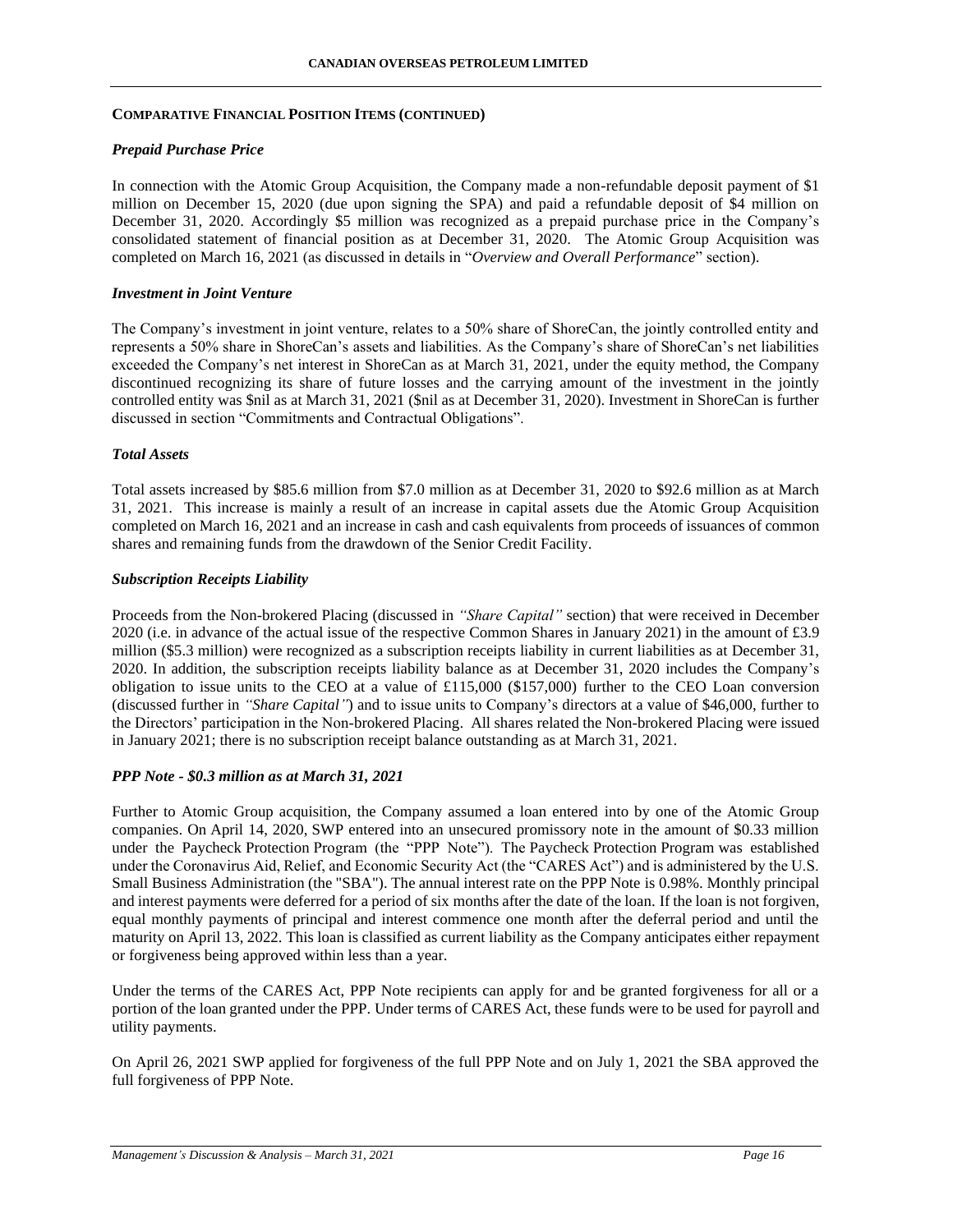## COMPARATIVE FINANCIAL POSITION ITEMS (CONTINUED)

### *Prepaid Purchase Price*

In connection with the Atomic Group Acquisition, the Company made a non-refundable deposit payment of $1 million on December 15, 2020 (due upon signing the SPA) and paid a refundable deposit of $4 million on December 31, 2020. Accordingly $5 million was recognized as a prepaid purchase price in the Company's consolidated statement of financial position as at December 31, 2020. The Atomic Group Acquisition was completed on March 16, 2021 (as discussed in details in "*Overview and Overall Performance*" section).

### *Investment in Joint Venture*

The Company's investment in joint venture, relates to a 50% share of ShoreCan, the jointly controlled entity and represents a 50% share in ShoreCan's assets and liabilities. As the Company's share of ShoreCan's net liabilities exceeded the Company's net interest in ShoreCan as at March 31, 2021, under the equity method, the Company discontinued recognizing its share of future losses and the carrying amount of the investment in the jointly controlled entity was $nil as at March 31, 2021 ($nil as at December 31, 2020). Investment in ShoreCan is further discussed in section "Commitments and Contractual Obligations".

### *Total Assets*

Total assets increased by $85.6 million from $7.0 million as at December 31, 2020 to $92.6 million as at March 31, 2021. This increase is mainly a result of an increase in capital assets due the Atomic Group Acquisition completed on March 16, 2021 and an increase in cash and cash equivalents from proceeds of issuances of common shares and remaining funds from the drawdown of the Senior Credit Facility.

### *Subscription Receipts Liability*

Proceeds from the Non-brokered Placing (discussed in *"Share Capital"* section) that were received in December 2020 (i.e. in advance of the actual issue of the respective Common Shares in January 2021) in the amount of £3.9 million ($5.3 million) were recognized as a subscription receipts liability in current liabilities as at December 31, 2020. In addition, the subscription receipts liability balance as at December 31, 2020 includes the Company's obligation to issue units to the CEO at a value of £115,000 ($157,000) further to the CEO Loan conversion (discussed further in *"Share Capital"*) and to issue units to Company's directors at a value of $46,000, further to the Directors' participation in the Non-brokered Placing. All shares related the Non-brokered Placing were issued in January 2021; there is no subscription receipt balance outstanding as at March 31, 2021.

### *PPP Note - $0.3 million as at March 31, 2021*

Further to Atomic Group acquisition, the Company assumed a loan entered into by one of the Atomic Group companies. On April 14, 2020, SWP entered into an unsecured promissory note in the amount of $0.33 million under the Paycheck Protection Program (the "PPP Note"). The Paycheck Protection Program was established under the Coronavirus Aid, Relief, and Economic Security Act (the "CARES Act") and is administered by the U.S. Small Business Administration (the "SBA"). The annual interest rate on the PPP Note is 0.98%. Monthly principal and interest payments were deferred for a period of six months after the date of the loan. If the loan is not forgiven, equal monthly payments of principal and interest commence one month after the deferral period and until the maturity on April 13, 2022. This loan is classified as current liability as the Company anticipates either repayment or forgiveness being approved within less than a year.

Under the terms of the CARES Act, PPP Note recipients can apply for and be granted forgiveness for all or a portion of the loan granted under the PPP. Under terms of CARES Act, these funds were to be used for payroll and utility payments.

On April 26, 2021 SWP applied for forgiveness of the full PPP Note and on July 1, 2021 the SBA approved the full forgiveness of PPP Note.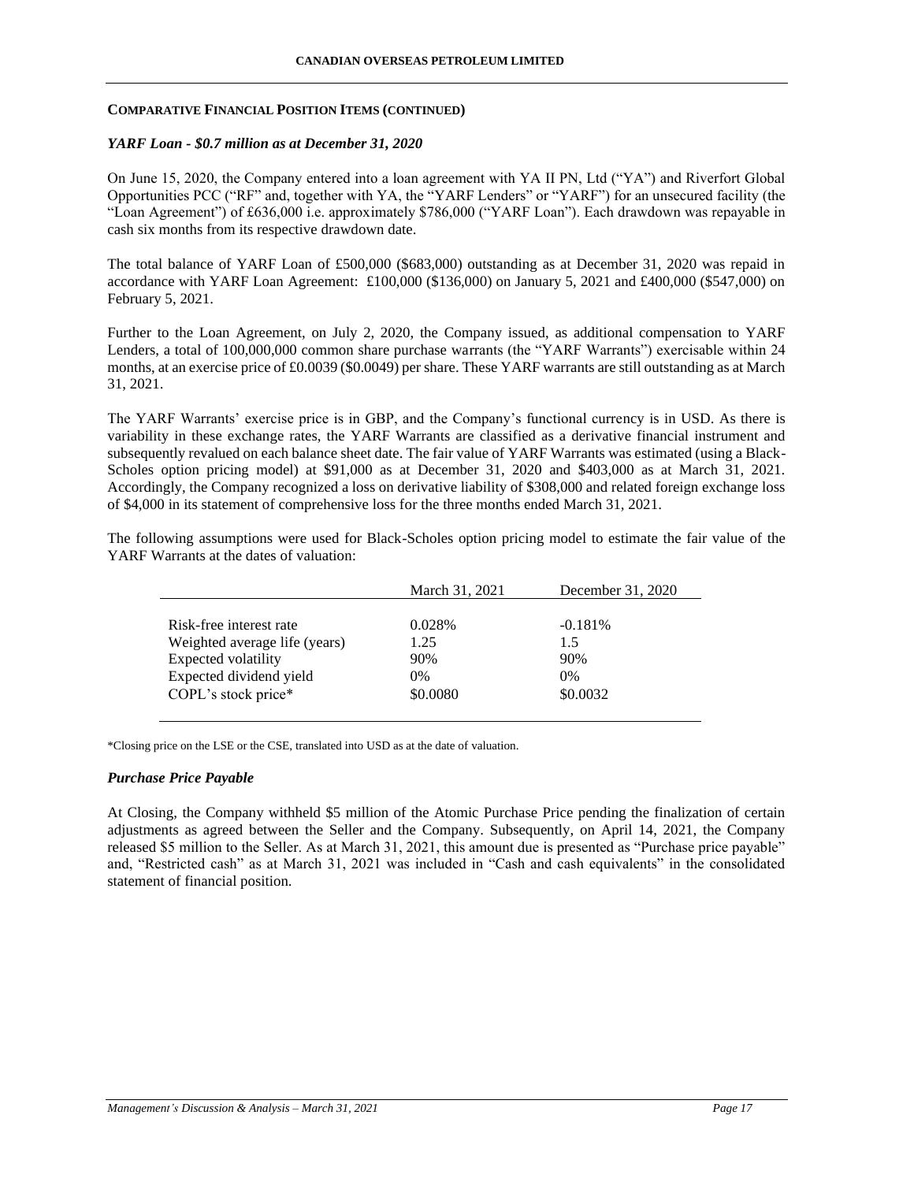**COMPARATIVE FINANCIAL POSITION ITEMS (CONTINUED)**

***YARF Loan - $0.7 million as at December 31, 2020***

On June 15, 2020, the Company entered into a loan agreement with YA II PN, Ltd ("YA") and Riverfort Global Opportunities PCC ("RF" and, together with YA, the "YARF Lenders" or "YARF") for an unsecured facility (the "Loan Agreement") of £636,000 i.e. approximately $786,000 ("YARF Loan"). Each drawdown was repayable in cash six months from its respective drawdown date.

The total balance of YARF Loan of £500,000 ($683,000) outstanding as at December 31, 2020 was repaid in accordance with YARF Loan Agreement: £100,000 ($136,000) on January 5, 2021 and £400,000 ($547,000) on February 5, 2021.

Further to the Loan Agreement, on July 2, 2020, the Company issued, as additional compensation to YARF Lenders, a total of 100,000,000 common share purchase warrants (the "YARF Warrants") exercisable within 24 months, at an exercise price of £0.0039 ($0.0049) per share. These YARF warrants are still outstanding as at March 31, 2021.

The YARF Warrants' exercise price is in GBP, and the Company's functional currency is in USD. As there is variability in these exchange rates, the YARF Warrants are classified as a derivative financial instrument and subsequently revalued on each balance sheet date. The fair value of YARF Warrants was estimated (using a Black-Scholes option pricing model) at $91,000 as at December 31, 2020 and $403,000 as at March 31, 2021. Accordingly, the Company recognized a loss on derivative liability of $308,000 and related foreign exchange loss of $4,000 in its statement of comprehensive loss for the three months ended March 31, 2021.

The following assumptions were used for Black-Scholes option pricing model to estimate the fair value of the YARF Warrants at the dates of valuation:

| | March 31, 2021 | December 31, 2020 |
|---|---|---|
| Risk-free interest rate | 0.028% | -0.181% |
| Weighted average life (years) | 1.25 | 1.5 |
| Expected volatility | 90% | 90% |
| Expected dividend yield | 0% | 0% |
| COPL's stock price* | $0.0080 | $0.0032 |

*Closing price on the LSE or the CSE, translated into USD as at the date of valuation.

***Purchase Price Payable***

At Closing, the Company withheld $5 million of the Atomic Purchase Price pending the finalization of certain adjustments as agreed between the Seller and the Company. Subsequently, on April 14, 2021, the Company released $5 million to the Seller. As at March 31, 2021, this amount due is presented as "Purchase price payable" and, "Restricted cash" as at March 31, 2021 was included in "Cash and cash equivalents" in the consolidated statement of financial position.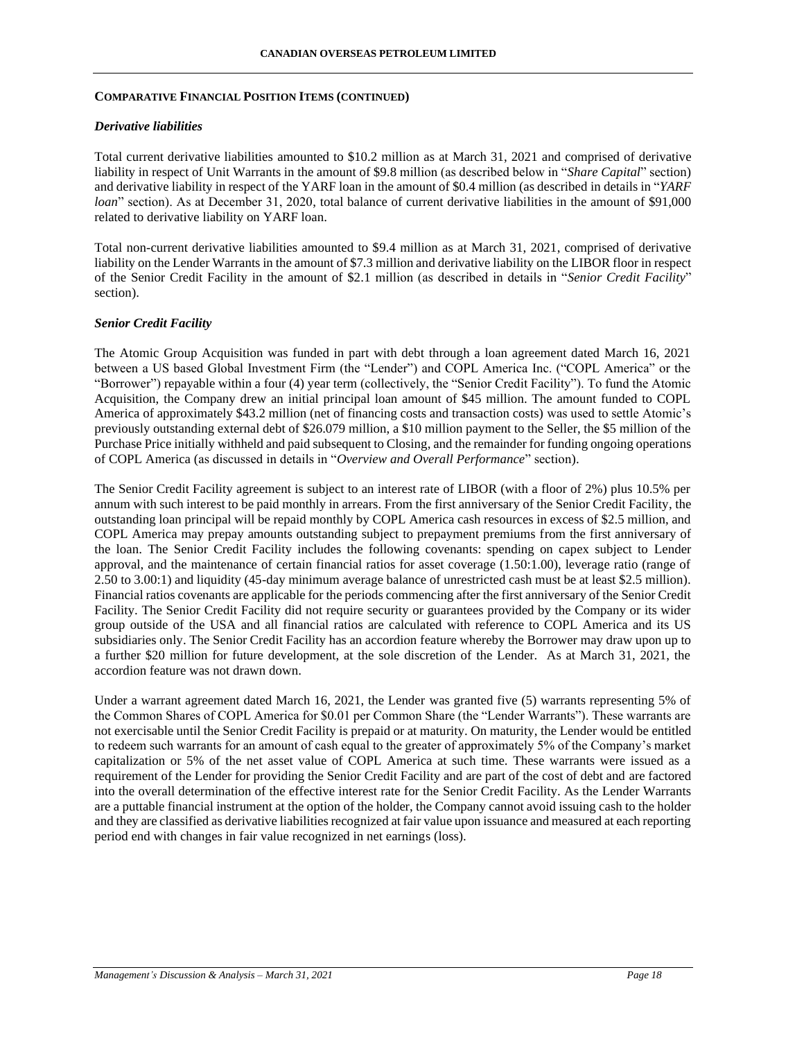## COMPARATIVE FINANCIAL POSITION ITEMS (CONTINUED)

### *Derivative liabilities*

Total current derivative liabilities amounted to $10.2 million as at March 31, 2021 and comprised of derivative liability in respect of Unit Warrants in the amount of $9.8 million (as described below in "*Share Capital*" section) and derivative liability in respect of the YARF loan in the amount of $0.4 million (as described in details in "*YARF loan*" section). As at December 31, 2020, total balance of current derivative liabilities in the amount of $91,000 related to derivative liability on YARF loan.

Total non-current derivative liabilities amounted to $9.4 million as at March 31, 2021, comprised of derivative liability on the Lender Warrants in the amount of $7.3 million and derivative liability on the LIBOR floor in respect of the Senior Credit Facility in the amount of $2.1 million (as described in details in "*Senior Credit Facility*" section).

### *Senior Credit Facility*

The Atomic Group Acquisition was funded in part with debt through a loan agreement dated March 16, 2021 between a US based Global Investment Firm (the "Lender") and COPL America Inc. ("COPL America" or the "Borrower") repayable within a four (4) year term (collectively, the "Senior Credit Facility"). To fund the Atomic Acquisition, the Company drew an initial principal loan amount of $45 million. The amount funded to COPL America of approximately $43.2 million (net of financing costs and transaction costs) was used to settle Atomic's previously outstanding external debt of $26.079 million, a $10 million payment to the Seller, the $5 million of the Purchase Price initially withheld and paid subsequent to Closing, and the remainder for funding ongoing operations of COPL America (as discussed in details in "*Overview and Overall Performance*" section).

The Senior Credit Facility agreement is subject to an interest rate of LIBOR (with a floor of 2%) plus 10.5% per annum with such interest to be paid monthly in arrears. From the first anniversary of the Senior Credit Facility, the outstanding loan principal will be repaid monthly by COPL America cash resources in excess of $2.5 million, and COPL America may prepay amounts outstanding subject to prepayment premiums from the first anniversary of the loan. The Senior Credit Facility includes the following covenants: spending on capex subject to Lender approval, and the maintenance of certain financial ratios for asset coverage (1.50:1.00), leverage ratio (range of 2.50 to 3.00:1) and liquidity (45-day minimum average balance of unrestricted cash must be at least $2.5 million). Financial ratios covenants are applicable for the periods commencing after the first anniversary of the Senior Credit Facility. The Senior Credit Facility did not require security or guarantees provided by the Company or its wider group outside of the USA and all financial ratios are calculated with reference to COPL America and its US subsidiaries only. The Senior Credit Facility has an accordion feature whereby the Borrower may draw upon up to a further $20 million for future development, at the sole discretion of the Lender. As at March 31, 2021, the accordion feature was not drawn down.

Under a warrant agreement dated March 16, 2021, the Lender was granted five (5) warrants representing 5% of the Common Shares of COPL America for $0.01 per Common Share (the "Lender Warrants"). These warrants are not exercisable until the Senior Credit Facility is prepaid or at maturity. On maturity, the Lender would be entitled to redeem such warrants for an amount of cash equal to the greater of approximately 5% of the Company's market capitalization or 5% of the net asset value of COPL America at such time. These warrants were issued as a requirement of the Lender for providing the Senior Credit Facility and are part of the cost of debt and are factored into the overall determination of the effective interest rate for the Senior Credit Facility. As the Lender Warrants are a puttable financial instrument at the option of the holder, the Company cannot avoid issuing cash to the holder and they are classified as derivative liabilities recognized at fair value upon issuance and measured at each reporting period end with changes in fair value recognized in net earnings (loss).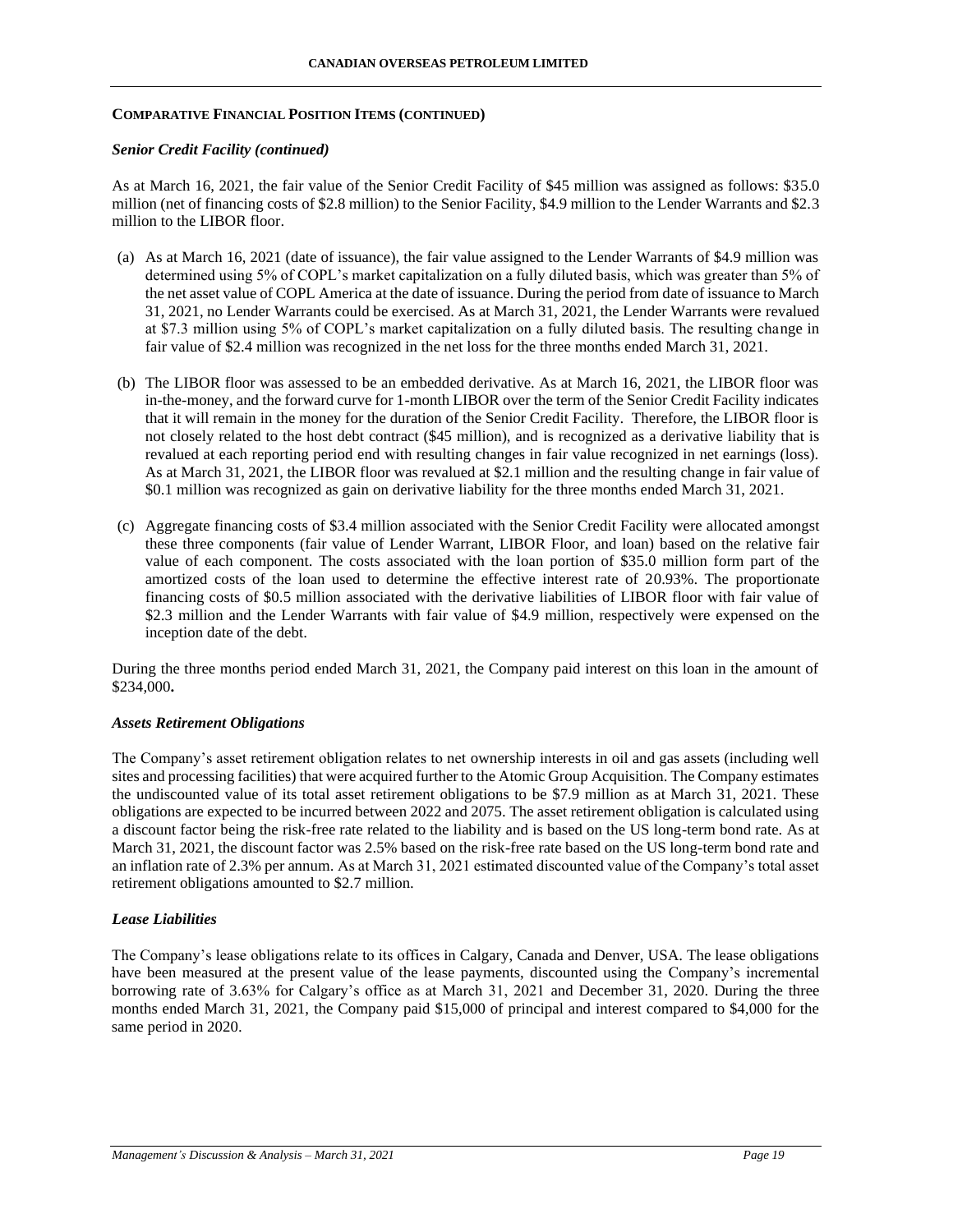**COMPARATIVE FINANCIAL POSITION ITEMS (CONTINUED)**

***Senior Credit Facility (continued)***

As at March 16, 2021, the fair value of the Senior Credit Facility of $45 million was assigned as follows: $35.0 million (net of financing costs of $2.8 million) to the Senior Facility, $4.9 million to the Lender Warrants and $2.3 million to the LIBOR floor.

(a) As at March 16, 2021 (date of issuance), the fair value assigned to the Lender Warrants of $4.9 million was determined using 5% of COPL's market capitalization on a fully diluted basis, which was greater than 5% of the net asset value of COPL America at the date of issuance. During the period from date of issuance to March 31, 2021, no Lender Warrants could be exercised. As at March 31, 2021, the Lender Warrants were revalued at $7.3 million using 5% of COPL's market capitalization on a fully diluted basis. The resulting change in fair value of $2.4 million was recognized in the net loss for the three months ended March 31, 2021.

(b) The LIBOR floor was assessed to be an embedded derivative. As at March 16, 2021, the LIBOR floor was in-the-money, and the forward curve for 1-month LIBOR over the term of the Senior Credit Facility indicates that it will remain in the money for the duration of the Senior Credit Facility. Therefore, the LIBOR floor is not closely related to the host debt contract ($45 million), and is recognized as a derivative liability that is revalued at each reporting period end with resulting changes in fair value recognized in net earnings (loss). As at March 31, 2021, the LIBOR floor was revalued at $2.1 million and the resulting change in fair value of $0.1 million was recognized as gain on derivative liability for the three months ended March 31, 2021.

(c) Aggregate financing costs of $3.4 million associated with the Senior Credit Facility were allocated amongst these three components (fair value of Lender Warrant, LIBOR Floor, and loan) based on the relative fair value of each component. The costs associated with the loan portion of $35.0 million form part of the amortized costs of the loan used to determine the effective interest rate of 20.93%. The proportionate financing costs of $0.5 million associated with the derivative liabilities of LIBOR floor with fair value of $2.3 million and the Lender Warrants with fair value of $4.9 million, respectively were expensed on the inception date of the debt.

During the three months period ended March 31, 2021, the Company paid interest on this loan in the amount of $234,000**.**

***Assets Retirement Obligations***

The Company's asset retirement obligation relates to net ownership interests in oil and gas assets (including well sites and processing facilities) that were acquired further to the Atomic Group Acquisition. The Company estimates the undiscounted value of its total asset retirement obligations to be $7.9 million as at March 31, 2021. These obligations are expected to be incurred between 2022 and 2075. The asset retirement obligation is calculated using a discount factor being the risk-free rate related to the liability and is based on the US long-term bond rate. As at March 31, 2021, the discount factor was 2.5% based on the risk-free rate based on the US long-term bond rate and an inflation rate of 2.3% per annum. As at March 31, 2021 estimated discounted value of the Company's total asset retirement obligations amounted to $2.7 million.

***Lease Liabilities***

The Company's lease obligations relate to its offices in Calgary, Canada and Denver, USA. The lease obligations have been measured at the present value of the lease payments, discounted using the Company's incremental borrowing rate of 3.63% for Calgary's office as at March 31, 2021 and December 31, 2020. During the three months ended March 31, 2021, the Company paid $15,000 of principal and interest compared to $4,000 for the same period in 2020.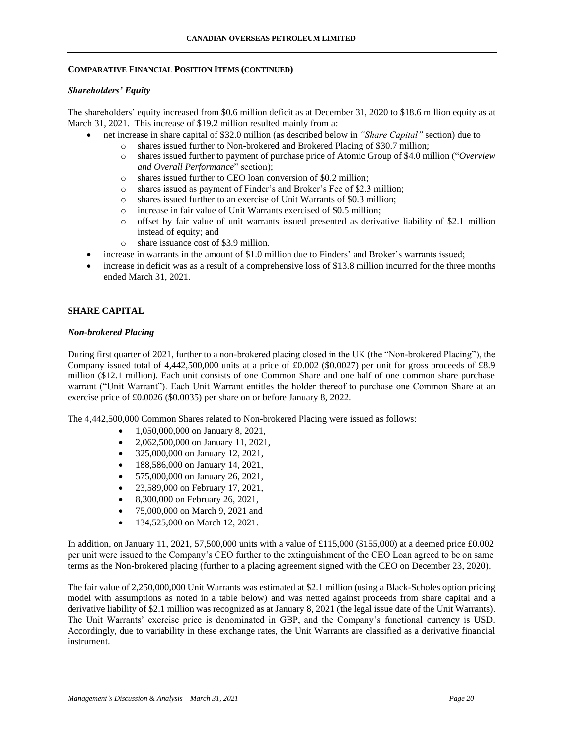**COMPARATIVE FINANCIAL POSITION ITEMS (CONTINUED)**

### *Shareholders' Equity*

The shareholders' equity increased from $0.6 million deficit as at December 31, 2020 to $18.6 million equity as at March 31, 2021. This increase of $19.2 million resulted mainly from a:

- net increase in share capital of $32.0 million (as described below in *"Share Capital"* section) due to
  - shares issued further to Non-brokered and Brokered Placing of $30.7 million;
  - shares issued further to payment of purchase price of Atomic Group of $4.0 million ("*Overview and Overall Performance*" section);
  - shares issued further to CEO loan conversion of $0.2 million;
  - shares issued as payment of Finder's and Broker's Fee of $2.3 million;
  - shares issued further to an exercise of Unit Warrants of $0.3 million;
  - increase in fair value of Unit Warrants exercised of $0.5 million;
  - offset by fair value of unit warrants issued presented as derivative liability of $2.1 million instead of equity; and
  - share issuance cost of $3.9 million.
- increase in warrants in the amount of $1.0 million due to Finders' and Broker's warrants issued;
- increase in deficit was as a result of a comprehensive loss of $13.8 million incurred for the three months ended March 31, 2021.

## SHARE CAPITAL

### *Non-brokered Placing*

During first quarter of 2021, further to a non-brokered placing closed in the UK (the "Non-brokered Placing"), the Company issued total of 4,442,500,000 units at a price of £0.002 ($0.0027) per unit for gross proceeds of £8.9 million ($12.1 million). Each unit consists of one Common Share and one half of one common share purchase warrant ("Unit Warrant"). Each Unit Warrant entitles the holder thereof to purchase one Common Share at an exercise price of £0.0026 ($0.0035) per share on or before January 8, 2022.

The 4,442,500,000 Common Shares related to Non-brokered Placing were issued as follows:

- 1,050,000,000 on January 8, 2021,
- 2,062,500,000 on January 11, 2021,
- 325,000,000 on January 12, 2021,
- 188,586,000 on January 14, 2021,
- 575,000,000 on January 26, 2021,
- 23,589,000 on February 17, 2021,
- 8,300,000 on February 26, 2021,
- 75,000,000 on March 9, 2021 and
- 134,525,000 on March 12, 2021.

In addition, on January 11, 2021, 57,500,000 units with a value of £115,000 ($155,000) at a deemed price £0.002 per unit were issued to the Company's CEO further to the extinguishment of the CEO Loan agreed to be on same terms as the Non-brokered placing (further to a placing agreement signed with the CEO on December 23, 2020).

The fair value of 2,250,000,000 Unit Warrants was estimated at $2.1 million (using a Black-Scholes option pricing model with assumptions as noted in a table below) and was netted against proceeds from share capital and a derivative liability of $2.1 million was recognized as at January 8, 2021 (the legal issue date of the Unit Warrants). The Unit Warrants' exercise price is denominated in GBP, and the Company's functional currency is USD. Accordingly, due to variability in these exchange rates, the Unit Warrants are classified as a derivative financial instrument.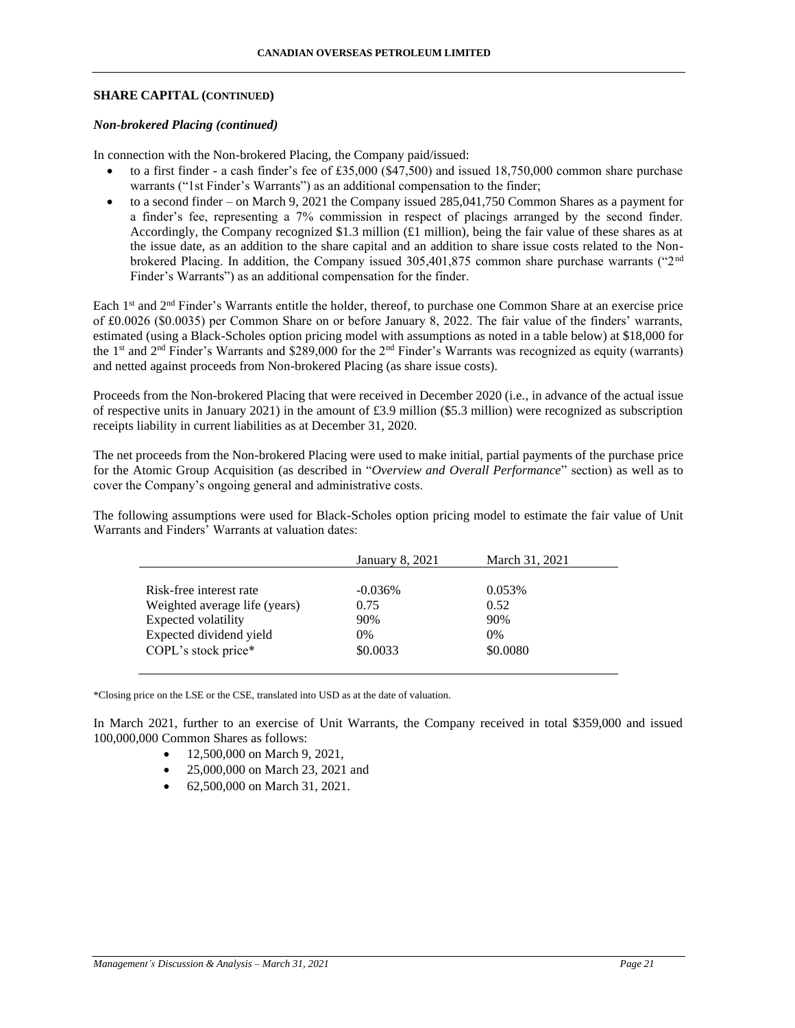## SHARE CAPITAL (CONTINUED)

### *Non-brokered Placing (continued)*

In connection with the Non-brokered Placing, the Company paid/issued:

- to a first finder - a cash finder's fee of £35,000 ($47,500) and issued 18,750,000 common share purchase warrants ("1st Finder's Warrants") as an additional compensation to the finder;
- to a second finder – on March 9, 2021 the Company issued 285,041,750 Common Shares as a payment for a finder's fee, representing a 7% commission in respect of placings arranged by the second finder. Accordingly, the Company recognized $1.3 million (£1 million), being the fair value of these shares as at the issue date, as an addition to the share capital and an addition to share issue costs related to the Non-brokered Placing. In addition, the Company issued 305,401,875 common share purchase warrants ("2nd Finder's Warrants") as an additional compensation for the finder.

Each 1st and 2nd Finder's Warrants entitle the holder, thereof, to purchase one Common Share at an exercise price of £0.0026 ($0.0035) per Common Share on or before January 8, 2022. The fair value of the finders' warrants, estimated (using a Black-Scholes option pricing model with assumptions as noted in a table below) at $18,000 for the 1st and 2nd Finder's Warrants and $289,000 for the 2nd Finder's Warrants was recognized as equity (warrants) and netted against proceeds from Non-brokered Placing (as share issue costs).

Proceeds from the Non-brokered Placing that were received in December 2020 (i.e., in advance of the actual issue of respective units in January 2021) in the amount of £3.9 million ($5.3 million) were recognized as subscription receipts liability in current liabilities as at December 31, 2020.

The net proceeds from the Non-brokered Placing were used to make initial, partial payments of the purchase price for the Atomic Group Acquisition (as described in "*Overview and Overall Performance*" section) as well as to cover the Company's ongoing general and administrative costs.

The following assumptions were used for Black-Scholes option pricing model to estimate the fair value of Unit Warrants and Finders' Warrants at valuation dates:

| | January 8, 2021 | March 31, 2021 |
|---|---|---|
| Risk-free interest rate | -0.036% | 0.053% |
| Weighted average life (years) | 0.75 | 0.52 |
| Expected volatility | 90% | 90% |
| Expected dividend yield | 0% | 0% |
| COPL's stock price* | $0.0033 | $0.0080 |

*Closing price on the LSE or the CSE, translated into USD as at the date of valuation.

In March 2021, further to an exercise of Unit Warrants, the Company received in total $359,000 and issued 100,000,000 Common Shares as follows:

- 12,500,000 on March 9, 2021,
- 25,000,000 on March 23, 2021 and
- 62,500,000 on March 31, 2021.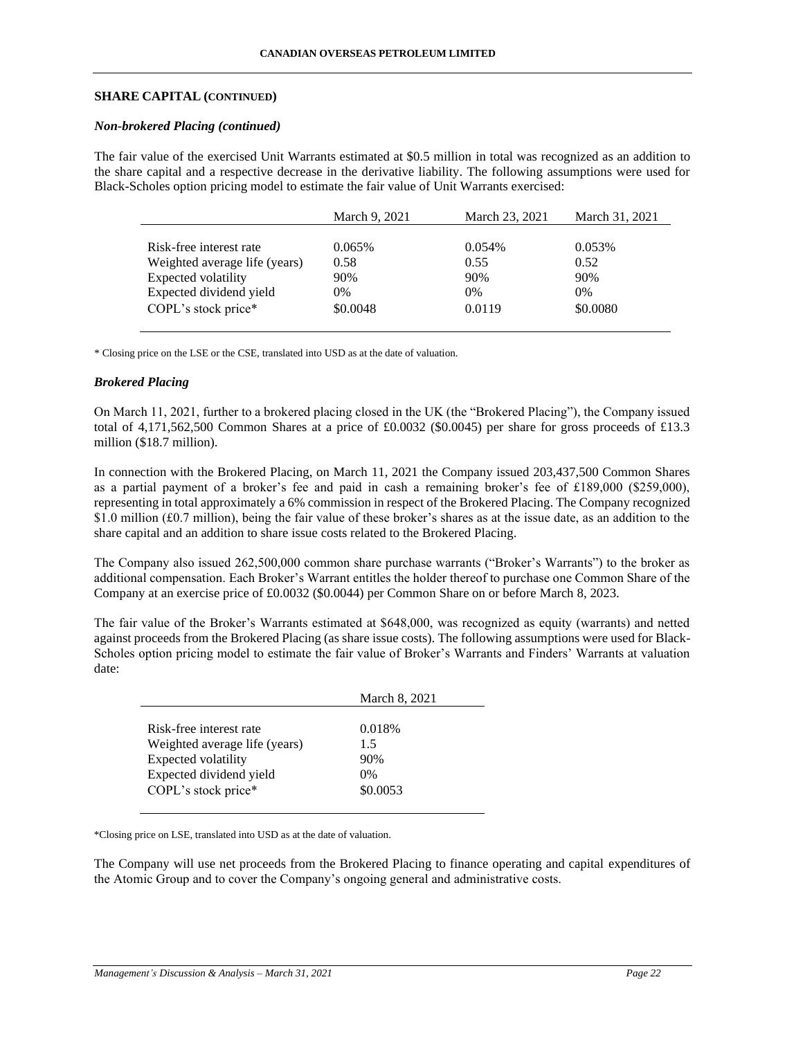## SHARE CAPITAL (CONTINUED)

### *Non-brokered Placing (continued)*

The fair value of the exercised Unit Warrants estimated at $0.5 million in total was recognized as an addition to the share capital and a respective decrease in the derivative liability. The following assumptions were used for Black-Scholes option pricing model to estimate the fair value of Unit Warrants exercised:

| | March 9, 2021 | March 23, 2021 | March 31, 2021 |
|---|---|---|---|
| Risk-free interest rate | 0.065% | 0.054% | 0.053% |
| Weighted average life (years) | 0.58 | 0.55 | 0.52 |
| Expected volatility | 90% | 90% | 90% |
| Expected dividend yield | 0% | 0% | 0% |
| COPL's stock price* | $0.0048 | 0.0119 | $0.0080 |

\* Closing price on the LSE or the CSE, translated into USD as at the date of valuation.

### *Brokered Placing*

On March 11, 2021, further to a brokered placing closed in the UK (the "Brokered Placing"), the Company issued total of 4,171,562,500 Common Shares at a price of £0.0032 ($0.0045) per share for gross proceeds of £13.3 million ($18.7 million).

In connection with the Brokered Placing, on March 11, 2021 the Company issued 203,437,500 Common Shares as a partial payment of a broker's fee and paid in cash a remaining broker's fee of £189,000 ($259,000), representing in total approximately a 6% commission in respect of the Brokered Placing. The Company recognized $1.0 million (£0.7 million), being the fair value of these broker's shares as at the issue date, as an addition to the share capital and an addition to share issue costs related to the Brokered Placing.

The Company also issued 262,500,000 common share purchase warrants ("Broker's Warrants") to the broker as additional compensation. Each Broker's Warrant entitles the holder thereof to purchase one Common Share of the Company at an exercise price of £0.0032 ($0.0044) per Common Share on or before March 8, 2023.

The fair value of the Broker's Warrants estimated at $648,000, was recognized as equity (warrants) and netted against proceeds from the Brokered Placing (as share issue costs). The following assumptions were used for Black-Scholes option pricing model to estimate the fair value of Broker's Warrants and Finders' Warrants at valuation date:

| | March 8, 2021 |
|---|---|
| Risk-free interest rate | 0.018% |
| Weighted average life (years) | 1.5 |
| Expected volatility | 90% |
| Expected dividend yield | 0% |
| COPL's stock price* | $0.0053 |

\*Closing price on LSE, translated into USD as at the date of valuation.

The Company will use net proceeds from the Brokered Placing to finance operating and capital expenditures of the Atomic Group and to cover the Company's ongoing general and administrative costs.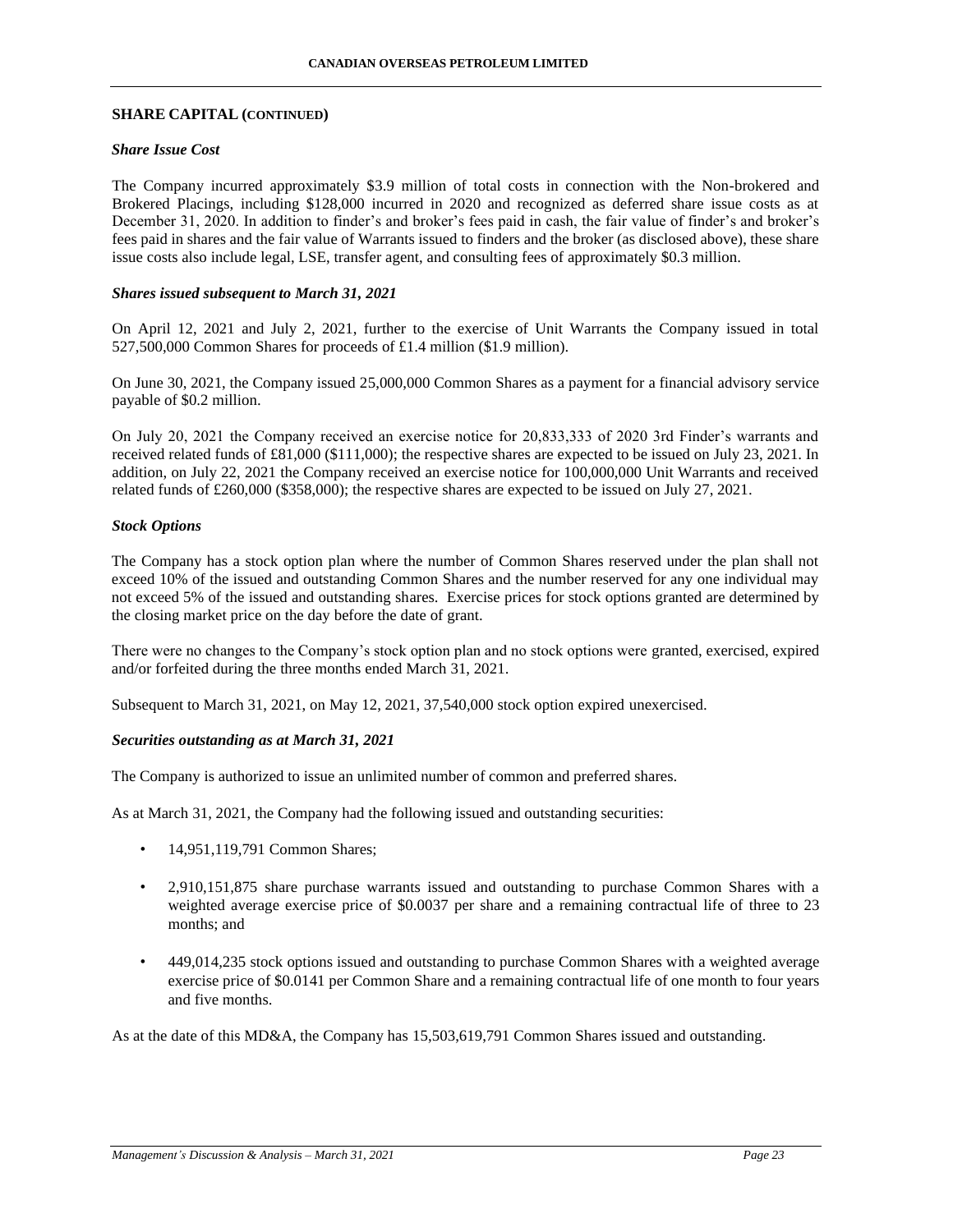## SHARE CAPITAL (CONTINUED)

### *Share Issue Cost*

The Company incurred approximately $3.9 million of total costs in connection with the Non-brokered and Brokered Placings, including $128,000 incurred in 2020 and recognized as deferred share issue costs as at December 31, 2020. In addition to finder's and broker's fees paid in cash, the fair value of finder's and broker's fees paid in shares and the fair value of Warrants issued to finders and the broker (as disclosed above), these share issue costs also include legal, LSE, transfer agent, and consulting fees of approximately $0.3 million.

### *Shares issued subsequent to March 31, 2021*

On April 12, 2021 and July 2, 2021, further to the exercise of Unit Warrants the Company issued in total 527,500,000 Common Shares for proceeds of £1.4 million ($1.9 million).

On June 30, 2021, the Company issued 25,000,000 Common Shares as a payment for a financial advisory service payable of $0.2 million.

On July 20, 2021 the Company received an exercise notice for 20,833,333 of 2020 3rd Finder's warrants and received related funds of £81,000 ($111,000); the respective shares are expected to be issued on July 23, 2021. In addition, on July 22, 2021 the Company received an exercise notice for 100,000,000 Unit Warrants and received related funds of £260,000 ($358,000); the respective shares are expected to be issued on July 27, 2021.

### *Stock Options*

The Company has a stock option plan where the number of Common Shares reserved under the plan shall not exceed 10% of the issued and outstanding Common Shares and the number reserved for any one individual may not exceed 5% of the issued and outstanding shares. Exercise prices for stock options granted are determined by the closing market price on the day before the date of grant.

There were no changes to the Company's stock option plan and no stock options were granted, exercised, expired and/or forfeited during the three months ended March 31, 2021.

Subsequent to March 31, 2021, on May 12, 2021, 37,540,000 stock option expired unexercised.

### *Securities outstanding as at March 31, 2021*

The Company is authorized to issue an unlimited number of common and preferred shares.

As at March 31, 2021, the Company had the following issued and outstanding securities:

- 14,951,119,791 Common Shares;
- 2,910,151,875 share purchase warrants issued and outstanding to purchase Common Shares with a weighted average exercise price of $0.0037 per share and a remaining contractual life of three to 23 months; and
- 449,014,235 stock options issued and outstanding to purchase Common Shares with a weighted average exercise price of $0.0141 per Common Share and a remaining contractual life of one month to four years and five months.

As at the date of this MD&A, the Company has 15,503,619,791 Common Shares issued and outstanding.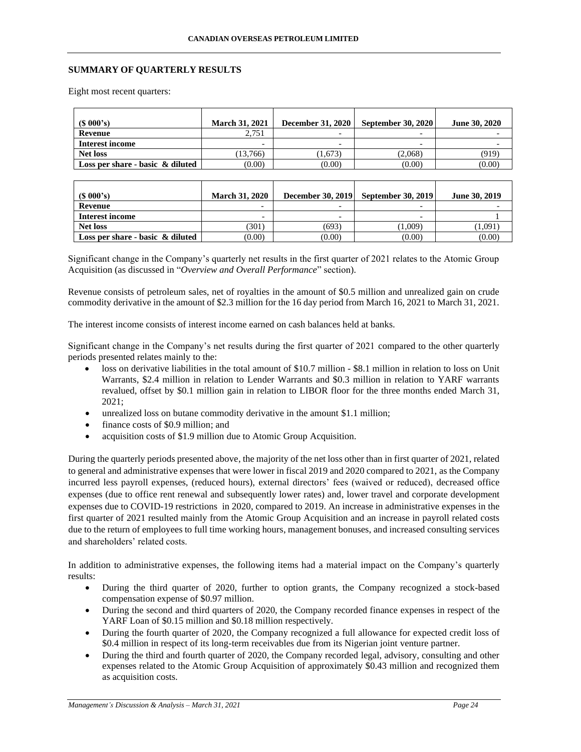## SUMMARY OF QUARTERLY RESULTS

Eight most recent quarters:

| ($ 000's) | March 31, 2021 | December 31, 2020 | September 30, 2020 | June 30, 2020 |
|---|---|---|---|---|
| **Revenue** | 2,751 | - | - | - |
| **Interest income** | - | - | - | - |
| **Net loss** | (13,766) | (1,673) | (2,068) | (919) |
| **Loss per share - basic & diluted** | (0.00) | (0.00) | (0.00) | (0.00) |

| ($ 000's) | March 31, 2020 | December 30, 2019 | September 30, 2019 | June 30, 2019 |
|---|---|---|---|---|
| **Revenue** | - | - | - | - |
| **Interest income** | - | - | - | 1 |
| **Net loss** | (301) | (693) | (1,009) | (1,091) |
| **Loss per share - basic & diluted** | (0.00) | (0.00) | (0.00) | (0.00) |

Significant change in the Company's quarterly net results in the first quarter of 2021 relates to the Atomic Group Acquisition (as discussed in "*Overview and Overall Performance*" section).

Revenue consists of petroleum sales, net of royalties in the amount of $0.5 million and unrealized gain on crude commodity derivative in the amount of $2.3 million for the 16 day period from March 16, 2021 to March 31, 2021.

The interest income consists of interest income earned on cash balances held at banks.

Significant change in the Company's net results during the first quarter of 2021 compared to the other quarterly periods presented relates mainly to the:

- loss on derivative liabilities in the total amount of $10.7 million - $8.1 million in relation to loss on Unit Warrants, $2.4 million in relation to Lender Warrants and $0.3 million in relation to YARF warrants revalued, offset by $0.1 million gain in relation to LIBOR floor for the three months ended March 31, 2021;
- unrealized loss on butane commodity derivative in the amount $1.1 million;
- finance costs of $0.9 million; and
- acquisition costs of $1.9 million due to Atomic Group Acquisition.

During the quarterly periods presented above, the majority of the net loss other than in first quarter of 2021, related to general and administrative expenses that were lower in fiscal 2019 and 2020 compared to 2021, as the Company incurred less payroll expenses, (reduced hours), external directors' fees (waived or reduced), decreased office expenses (due to office rent renewal and subsequently lower rates) and, lower travel and corporate development expenses due to COVID-19 restrictions in 2020, compared to 2019. An increase in administrative expenses in the first quarter of 2021 resulted mainly from the Atomic Group Acquisition and an increase in payroll related costs due to the return of employees to full time working hours, management bonuses, and increased consulting services and shareholders' related costs.

In addition to administrative expenses, the following items had a material impact on the Company's quarterly results:

- During the third quarter of 2020, further to option grants, the Company recognized a stock-based compensation expense of $0.97 million.
- During the second and third quarters of 2020, the Company recorded finance expenses in respect of the YARF Loan of $0.15 million and $0.18 million respectively.
- During the fourth quarter of 2020, the Company recognized a full allowance for expected credit loss of $0.4 million in respect of its long-term receivables due from its Nigerian joint venture partner.
- During the third and fourth quarter of 2020, the Company recorded legal, advisory, consulting and other expenses related to the Atomic Group Acquisition of approximately $0.43 million and recognized them as acquisition costs.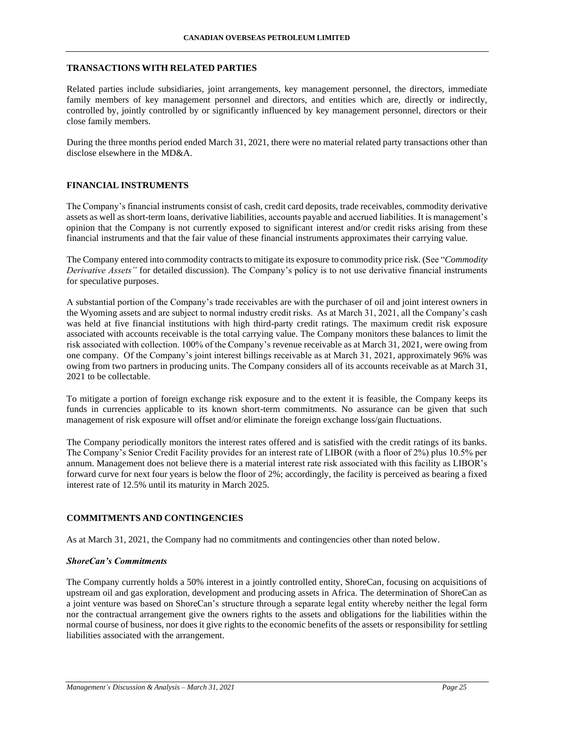## TRANSACTIONS WITH RELATED PARTIES

Related parties include subsidiaries, joint arrangements, key management personnel, the directors, immediate family members of key management personnel and directors, and entities which are, directly or indirectly, controlled by, jointly controlled by or significantly influenced by key management personnel, directors or their close family members.

During the three months period ended March 31, 2021, there were no material related party transactions other than disclose elsewhere in the MD&A.

## FINANCIAL INSTRUMENTS

The Company's financial instruments consist of cash, credit card deposits, trade receivables, commodity derivative assets as well as short-term loans, derivative liabilities, accounts payable and accrued liabilities. It is management's opinion that the Company is not currently exposed to significant interest and/or credit risks arising from these financial instruments and that the fair value of these financial instruments approximates their carrying value.

The Company entered into commodity contracts to mitigate its exposure to commodity price risk. (See "*Commodity Derivative Assets"* for detailed discussion). The Company's policy is to not use derivative financial instruments for speculative purposes.

A substantial portion of the Company's trade receivables are with the purchaser of oil and joint interest owners in the Wyoming assets and are subject to normal industry credit risks. As at March 31, 2021, all the Company's cash was held at five financial institutions with high third-party credit ratings. The maximum credit risk exposure associated with accounts receivable is the total carrying value. The Company monitors these balances to limit the risk associated with collection. 100% of the Company's revenue receivable as at March 31, 2021, were owing from one company. Of the Company's joint interest billings receivable as at March 31, 2021, approximately 96% was owing from two partners in producing units. The Company considers all of its accounts receivable as at March 31, 2021 to be collectable.

To mitigate a portion of foreign exchange risk exposure and to the extent it is feasible, the Company keeps its funds in currencies applicable to its known short-term commitments. No assurance can be given that such management of risk exposure will offset and/or eliminate the foreign exchange loss/gain fluctuations.

The Company periodically monitors the interest rates offered and is satisfied with the credit ratings of its banks. The Company's Senior Credit Facility provides for an interest rate of LIBOR (with a floor of 2%) plus 10.5% per annum. Management does not believe there is a material interest rate risk associated with this facility as LIBOR's forward curve for next four years is below the floor of 2%; accordingly, the facility is perceived as bearing a fixed interest rate of 12.5% until its maturity in March 2025.

## COMMITMENTS AND CONTINGENCIES

As at March 31, 2021, the Company had no commitments and contingencies other than noted below.

### *ShoreCan's Commitments*

The Company currently holds a 50% interest in a jointly controlled entity, ShoreCan, focusing on acquisitions of upstream oil and gas exploration, development and producing assets in Africa. The determination of ShoreCan as a joint venture was based on ShoreCan's structure through a separate legal entity whereby neither the legal form nor the contractual arrangement give the owners rights to the assets and obligations for the liabilities within the normal course of business, nor does it give rights to the economic benefits of the assets or responsibility for settling liabilities associated with the arrangement.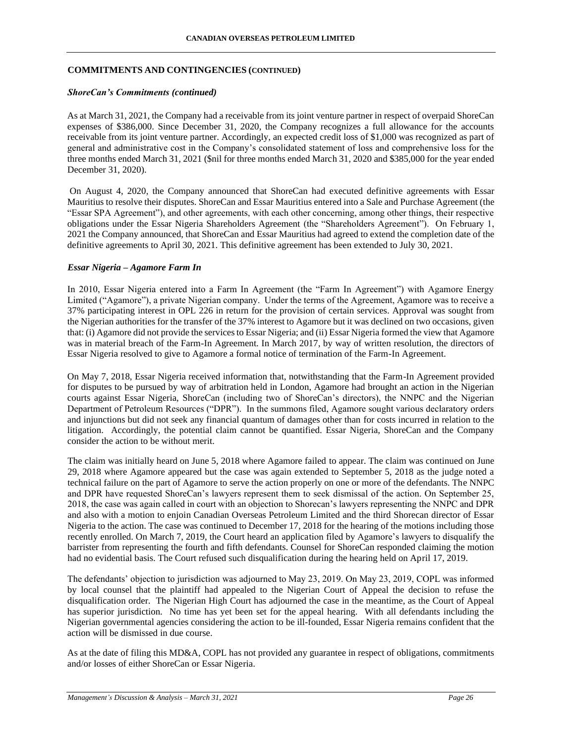## COMMITMENTS AND CONTINGENCIES (CONTINUED)

### *ShoreCan's Commitments (continued)*

As at March 31, 2021, the Company had a receivable from its joint venture partner in respect of overpaid ShoreCan expenses of $386,000. Since December 31, 2020, the Company recognizes a full allowance for the accounts receivable from its joint venture partner. Accordingly, an expected credit loss of $1,000 was recognized as part of general and administrative cost in the Company's consolidated statement of loss and comprehensive loss for the three months ended March 31, 2021 ($nil for three months ended March 31, 2020 and $385,000 for the year ended December 31, 2020).

On August 4, 2020, the Company announced that ShoreCan had executed definitive agreements with Essar Mauritius to resolve their disputes. ShoreCan and Essar Mauritius entered into a Sale and Purchase Agreement (the "Essar SPA Agreement"), and other agreements, with each other concerning, among other things, their respective obligations under the Essar Nigeria Shareholders Agreement (the "Shareholders Agreement"). On February 1, 2021 the Company announced, that ShoreCan and Essar Mauritius had agreed to extend the completion date of the definitive agreements to April 30, 2021. This definitive agreement has been extended to July 30, 2021.

### *Essar Nigeria – Agamore Farm In*

In 2010, Essar Nigeria entered into a Farm In Agreement (the "Farm In Agreement") with Agamore Energy Limited ("Agamore"), a private Nigerian company. Under the terms of the Agreement, Agamore was to receive a 37% participating interest in OPL 226 in return for the provision of certain services. Approval was sought from the Nigerian authorities for the transfer of the 37% interest to Agamore but it was declined on two occasions, given that: (i) Agamore did not provide the services to Essar Nigeria; and (ii) Essar Nigeria formed the view that Agamore was in material breach of the Farm-In Agreement. In March 2017, by way of written resolution, the directors of Essar Nigeria resolved to give to Agamore a formal notice of termination of the Farm-In Agreement.

On May 7, 2018, Essar Nigeria received information that, notwithstanding that the Farm-In Agreement provided for disputes to be pursued by way of arbitration held in London, Agamore had brought an action in the Nigerian courts against Essar Nigeria, ShoreCan (including two of ShoreCan's directors), the NNPC and the Nigerian Department of Petroleum Resources ("DPR"). In the summons filed, Agamore sought various declaratory orders and injunctions but did not seek any financial quantum of damages other than for costs incurred in relation to the litigation. Accordingly, the potential claim cannot be quantified. Essar Nigeria, ShoreCan and the Company consider the action to be without merit.

The claim was initially heard on June 5, 2018 where Agamore failed to appear. The claim was continued on June 29, 2018 where Agamore appeared but the case was again extended to September 5, 2018 as the judge noted a technical failure on the part of Agamore to serve the action properly on one or more of the defendants. The NNPC and DPR have requested ShoreCan's lawyers represent them to seek dismissal of the action. On September 25, 2018, the case was again called in court with an objection to Shorecan's lawyers representing the NNPC and DPR and also with a motion to enjoin Canadian Overseas Petroleum Limited and the third Shorecan director of Essar Nigeria to the action. The case was continued to December 17, 2018 for the hearing of the motions including those recently enrolled. On March 7, 2019, the Court heard an application filed by Agamore's lawyers to disqualify the barrister from representing the fourth and fifth defendants. Counsel for ShoreCan responded claiming the motion had no evidential basis. The Court refused such disqualification during the hearing held on April 17, 2019.

The defendants' objection to jurisdiction was adjourned to May 23, 2019. On May 23, 2019, COPL was informed by local counsel that the plaintiff had appealed to the Nigerian Court of Appeal the decision to refuse the disqualification order. The Nigerian High Court has adjourned the case in the meantime, as the Court of Appeal has superior jurisdiction. No time has yet been set for the appeal hearing. With all defendants including the Nigerian governmental agencies considering the action to be ill-founded, Essar Nigeria remains confident that the action will be dismissed in due course.

As at the date of filing this MD&A, COPL has not provided any guarantee in respect of obligations, commitments and/or losses of either ShoreCan or Essar Nigeria.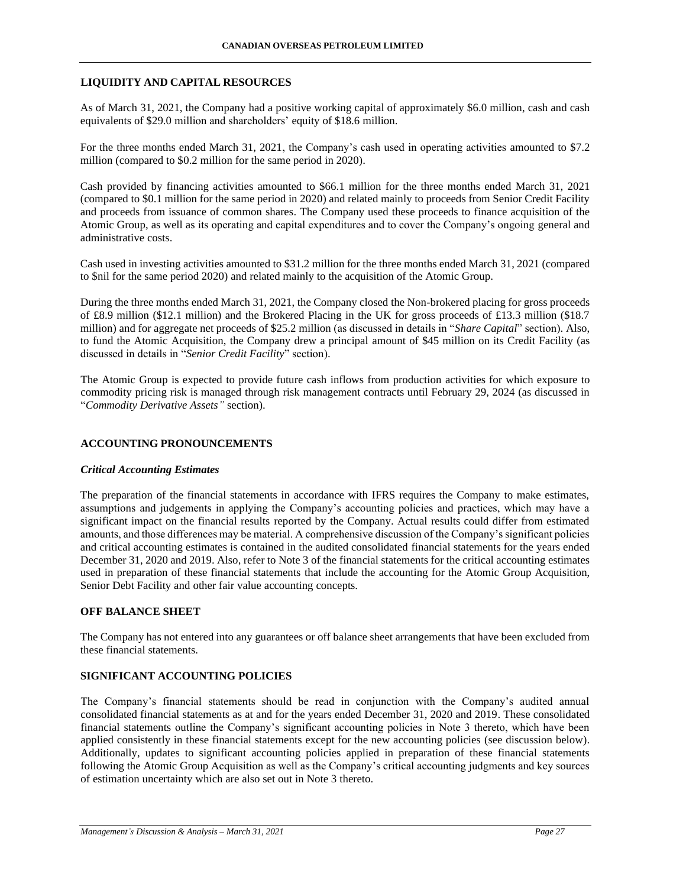## LIQUIDITY AND CAPITAL RESOURCES

As of March 31, 2021, the Company had a positive working capital of approximately \$6.0 million, cash and cash equivalents of \$29.0 million and shareholders' equity of \$18.6 million.

For the three months ended March 31, 2021, the Company's cash used in operating activities amounted to \$7.2 million (compared to \$0.2 million for the same period in 2020).

Cash provided by financing activities amounted to \$66.1 million for the three months ended March 31, 2021 (compared to \$0.1 million for the same period in 2020) and related mainly to proceeds from Senior Credit Facility and proceeds from issuance of common shares. The Company used these proceeds to finance acquisition of the Atomic Group, as well as its operating and capital expenditures and to cover the Company's ongoing general and administrative costs.

Cash used in investing activities amounted to \$31.2 million for the three months ended March 31, 2021 (compared to \$nil for the same period 2020) and related mainly to the acquisition of the Atomic Group.

During the three months ended March 31, 2021, the Company closed the Non-brokered placing for gross proceeds of £8.9 million (\$12.1 million) and the Brokered Placing in the UK for gross proceeds of £13.3 million (\$18.7 million) and for aggregate net proceeds of \$25.2 million (as discussed in details in "*Share Capital*" section). Also, to fund the Atomic Acquisition, the Company drew a principal amount of \$45 million on its Credit Facility (as discussed in details in "*Senior Credit Facility*" section).

The Atomic Group is expected to provide future cash inflows from production activities for which exposure to commodity pricing risk is managed through risk management contracts until February 29, 2024 (as discussed in "*Commodity Derivative Assets"* section).

## ACCOUNTING PRONOUNCEMENTS

### *Critical Accounting Estimates*

The preparation of the financial statements in accordance with IFRS requires the Company to make estimates, assumptions and judgements in applying the Company's accounting policies and practices, which may have a significant impact on the financial results reported by the Company. Actual results could differ from estimated amounts, and those differences may be material. A comprehensive discussion of the Company's significant policies and critical accounting estimates is contained in the audited consolidated financial statements for the years ended December 31, 2020 and 2019. Also, refer to Note 3 of the financial statements for the critical accounting estimates used in preparation of these financial statements that include the accounting for the Atomic Group Acquisition, Senior Debt Facility and other fair value accounting concepts.

## OFF BALANCE SHEET

The Company has not entered into any guarantees or off balance sheet arrangements that have been excluded from these financial statements.

## SIGNIFICANT ACCOUNTING POLICIES

The Company's financial statements should be read in conjunction with the Company's audited annual consolidated financial statements as at and for the years ended December 31, 2020 and 2019. These consolidated financial statements outline the Company's significant accounting policies in Note 3 thereto, which have been applied consistently in these financial statements except for the new accounting policies (see discussion below). Additionally, updates to significant accounting policies applied in preparation of these financial statements following the Atomic Group Acquisition as well as the Company's critical accounting judgments and key sources of estimation uncertainty which are also set out in Note 3 thereto.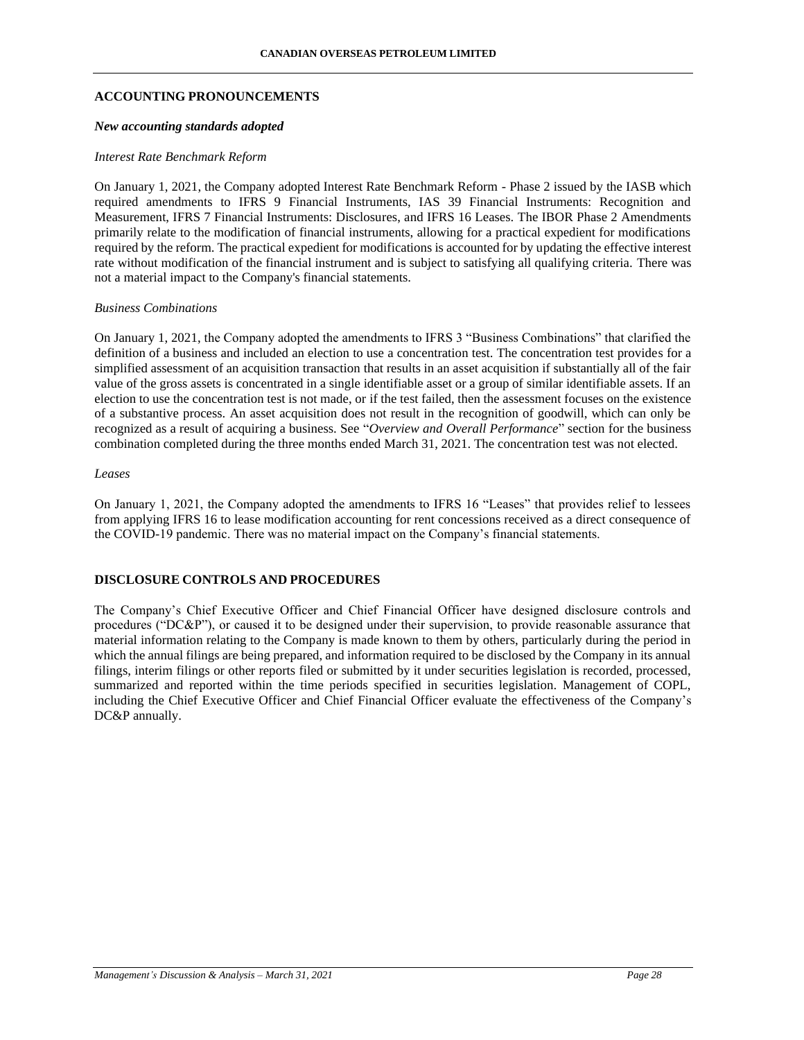## ACCOUNTING PRONOUNCEMENTS

### *New accounting standards adopted*

*Interest Rate Benchmark Reform*

On January 1, 2021, the Company adopted Interest Rate Benchmark Reform - Phase 2 issued by the IASB which required amendments to IFRS 9 Financial Instruments, IAS 39 Financial Instruments: Recognition and Measurement, IFRS 7 Financial Instruments: Disclosures, and IFRS 16 Leases. The IBOR Phase 2 Amendments primarily relate to the modification of financial instruments, allowing for a practical expedient for modifications required by the reform. The practical expedient for modifications is accounted for by updating the effective interest rate without modification of the financial instrument and is subject to satisfying all qualifying criteria. There was not a material impact to the Company's financial statements.

*Business Combinations*

On January 1, 2021, the Company adopted the amendments to IFRS 3 "Business Combinations" that clarified the definition of a business and included an election to use a concentration test. The concentration test provides for a simplified assessment of an acquisition transaction that results in an asset acquisition if substantially all of the fair value of the gross assets is concentrated in a single identifiable asset or a group of similar identifiable assets. If an election to use the concentration test is not made, or if the test failed, then the assessment focuses on the existence of a substantive process. An asset acquisition does not result in the recognition of goodwill, which can only be recognized as a result of acquiring a business. See "*Overview and Overall Performance*" section for the business combination completed during the three months ended March 31, 2021. The concentration test was not elected.

*Leases*

On January 1, 2021, the Company adopted the amendments to IFRS 16 "Leases" that provides relief to lessees from applying IFRS 16 to lease modification accounting for rent concessions received as a direct consequence of the COVID-19 pandemic. There was no material impact on the Company's financial statements.

## DISCLOSURE CONTROLS AND PROCEDURES

The Company's Chief Executive Officer and Chief Financial Officer have designed disclosure controls and procedures ("DC&P"), or caused it to be designed under their supervision, to provide reasonable assurance that material information relating to the Company is made known to them by others, particularly during the period in which the annual filings are being prepared, and information required to be disclosed by the Company in its annual filings, interim filings or other reports filed or submitted by it under securities legislation is recorded, processed, summarized and reported within the time periods specified in securities legislation. Management of COPL, including the Chief Executive Officer and Chief Financial Officer evaluate the effectiveness of the Company's DC&P annually.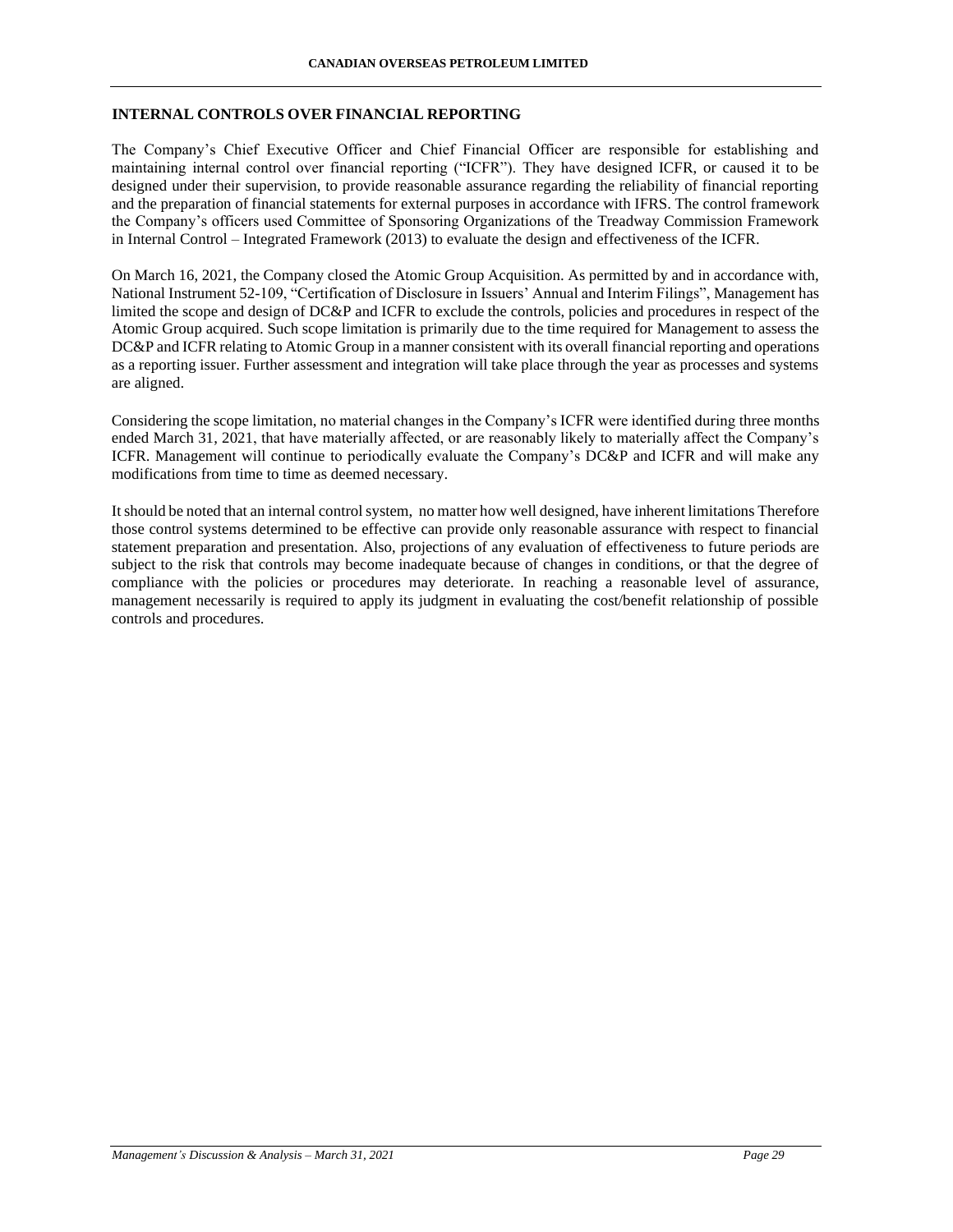## INTERNAL CONTROLS OVER FINANCIAL REPORTING

The Company's Chief Executive Officer and Chief Financial Officer are responsible for establishing and maintaining internal control over financial reporting ("ICFR"). They have designed ICFR, or caused it to be designed under their supervision, to provide reasonable assurance regarding the reliability of financial reporting and the preparation of financial statements for external purposes in accordance with IFRS. The control framework the Company's officers used Committee of Sponsoring Organizations of the Treadway Commission Framework in Internal Control – Integrated Framework (2013) to evaluate the design and effectiveness of the ICFR.

On March 16, 2021, the Company closed the Atomic Group Acquisition. As permitted by and in accordance with, National Instrument 52-109, "Certification of Disclosure in Issuers' Annual and Interim Filings", Management has limited the scope and design of DC&P and ICFR to exclude the controls, policies and procedures in respect of the Atomic Group acquired. Such scope limitation is primarily due to the time required for Management to assess the DC&P and ICFR relating to Atomic Group in a manner consistent with its overall financial reporting and operations as a reporting issuer. Further assessment and integration will take place through the year as processes and systems are aligned.

Considering the scope limitation, no material changes in the Company's ICFR were identified during three months ended March 31, 2021, that have materially affected, or are reasonably likely to materially affect the Company's ICFR. Management will continue to periodically evaluate the Company's DC&P and ICFR and will make any modifications from time to time as deemed necessary.

It should be noted that an internal control system, no matter how well designed, have inherent limitations Therefore those control systems determined to be effective can provide only reasonable assurance with respect to financial statement preparation and presentation. Also, projections of any evaluation of effectiveness to future periods are subject to the risk that controls may become inadequate because of changes in conditions, or that the degree of compliance with the policies or procedures may deteriorate. In reaching a reasonable level of assurance, management necessarily is required to apply its judgment in evaluating the cost/benefit relationship of possible controls and procedures.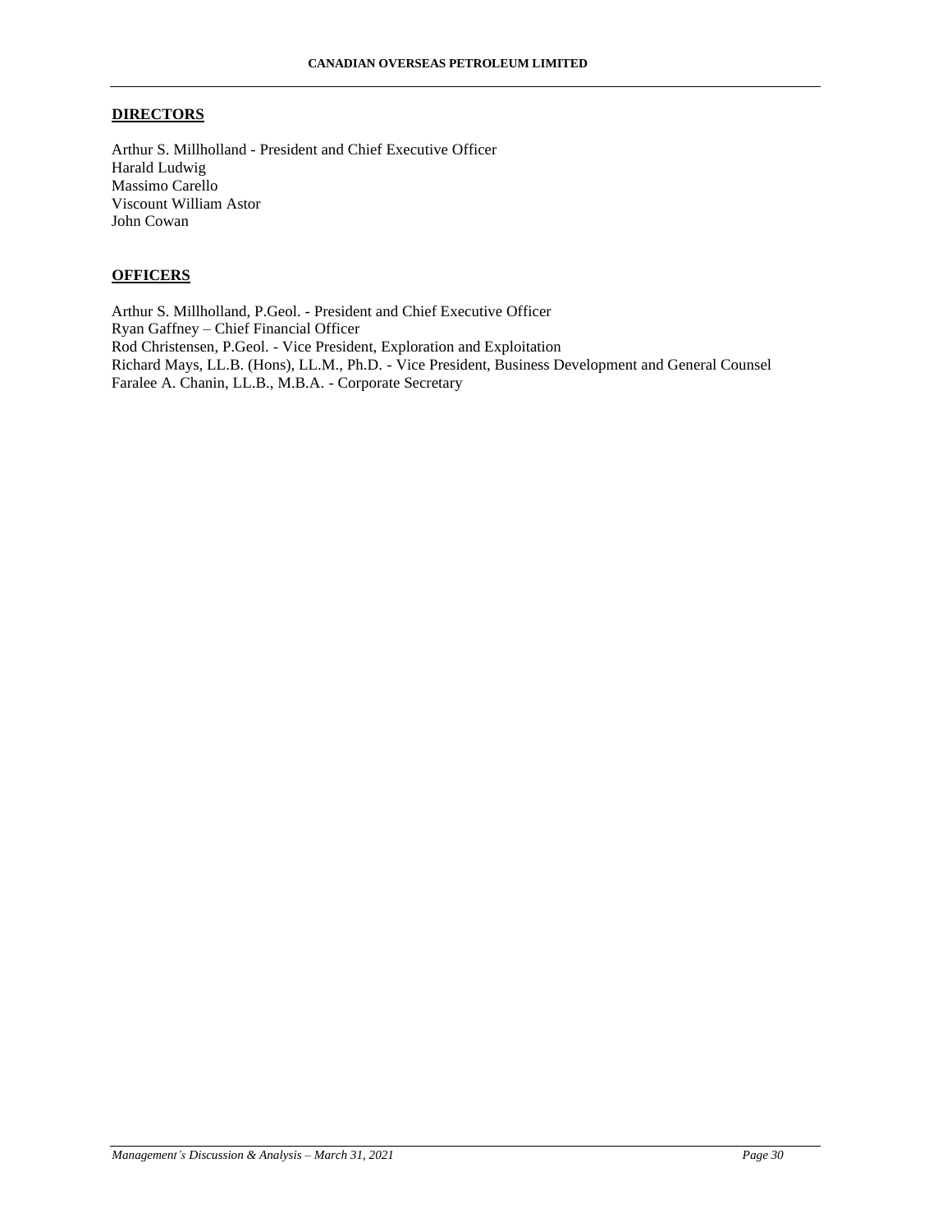## DIRECTORS

Arthur S. Millholland - President and Chief Executive Officer
Harald Ludwig
Massimo Carello
Viscount William Astor
John Cowan

## OFFICERS

Arthur S. Millholland, P.Geol. - President and Chief Executive Officer
Ryan Gaffney – Chief Financial Officer
Rod Christensen, P.Geol. - Vice President, Exploration and Exploitation
Richard Mays, LL.B. (Hons), LL.M., Ph.D. - Vice President, Business Development and General Counsel
Faralee A. Chanin, LL.B., M.B.A. - Corporate Secretary